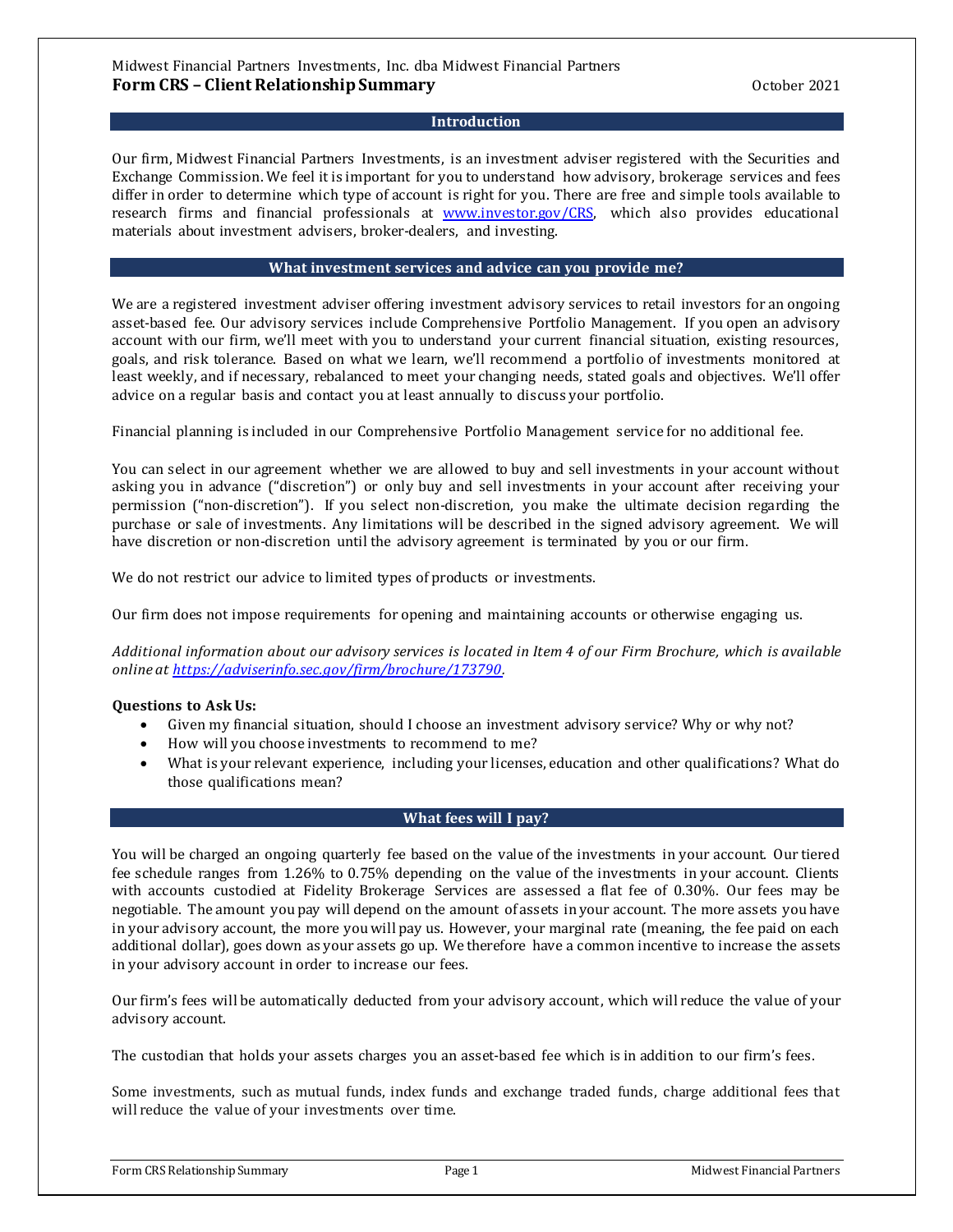Midwest Financial Partners Investments, Inc. dba Midwest Financial Partners

# Form CRS – Client Relationship Summary

October 2021

## Introduction

Our firm, Midwest Financial Partners Investments, is an investment adviser registered with the Securities and Exchange Commission. We feel it is important for you to understand how advisory, brokerage services and fees differ in order to determine which type of account is right for you. There are free and simple tools available to research firms and financial professionals at [www.investor.gov/CRS](www.investor.gov/CRS), which also provides educational materials about investment advisers, broker-dealers, and investing.

## What investment services and advice can you provide me?

We are a registered investment adviser offering investment advisory services to retail investors for an ongoing asset-based fee. Our advisory services include Comprehensive Portfolio Management. If you open an advisory account with our firm, we'll meet with you to understand your current financial situation, existing resources, goals, and risk tolerance. Based on what we learn, we'll recommend a portfolio of investments monitored at least weekly, and if necessary, rebalanced to meet your changing needs, stated goals and objectives. We'll offer advice on a regular basis and contact you at least annually to discuss your portfolio.

Financial planning is included in our Comprehensive Portfolio Management service for no additional fee.

You can select in our agreement whether we are allowed to buy and sell investments in your account without asking you in advance ("discretion") or only buy and sell investments in your account after receiving your permission ("non-discretion"). If you select non-discretion, you make the ultimate decision regarding the purchase or sale of investments. Any limitations will be described in the signed advisory agreement. We will have discretion or non-discretion until the advisory agreement is terminated by you or our firm.

We do not restrict our advice to limited types of products or investments.

Our firm does not impose requirements for opening and maintaining accounts or otherwise engaging us.

*Additional information about our advisory services is located in Item 4 of our Firm Brochure, which is available online at [https://adviserinfo.sec.gov/firm/brochure/173790](https://adviserinfo.sec.gov/firm/brochure/173790).*

**Questions to Ask Us:**

- Given my financial situation, should I choose an investment advisory service? Why or why not?
- How will you choose investments to recommend to me?
- What is your relevant experience, including your licenses, education and other qualifications? What do those qualifications mean?

## What fees will I pay?

You will be charged an ongoing quarterly fee based on the value of the investments in your account. Our tiered fee schedule ranges from 1.26% to 0.75% depending on the value of the investments in your account. Clients with accounts custodied at Fidelity Brokerage Services are assessed a flat fee of 0.30%. Our fees may be negotiable. The amount you pay will depend on the amount of assets in your account. The more assets you have in your advisory account, the more you will pay us. However, your marginal rate (meaning, the fee paid on each additional dollar), goes down as your assets go up. We therefore have a common incentive to increase the assets in your advisory account in order to increase our fees.

Our firm's fees will be automatically deducted from your advisory account, which will reduce the value of your advisory account.

The custodian that holds your assets charges you an asset-based fee which is in addition to our firm's fees.

Some investments, such as mutual funds, index funds and exchange traded funds, charge additional fees that will reduce the value of your investments over time.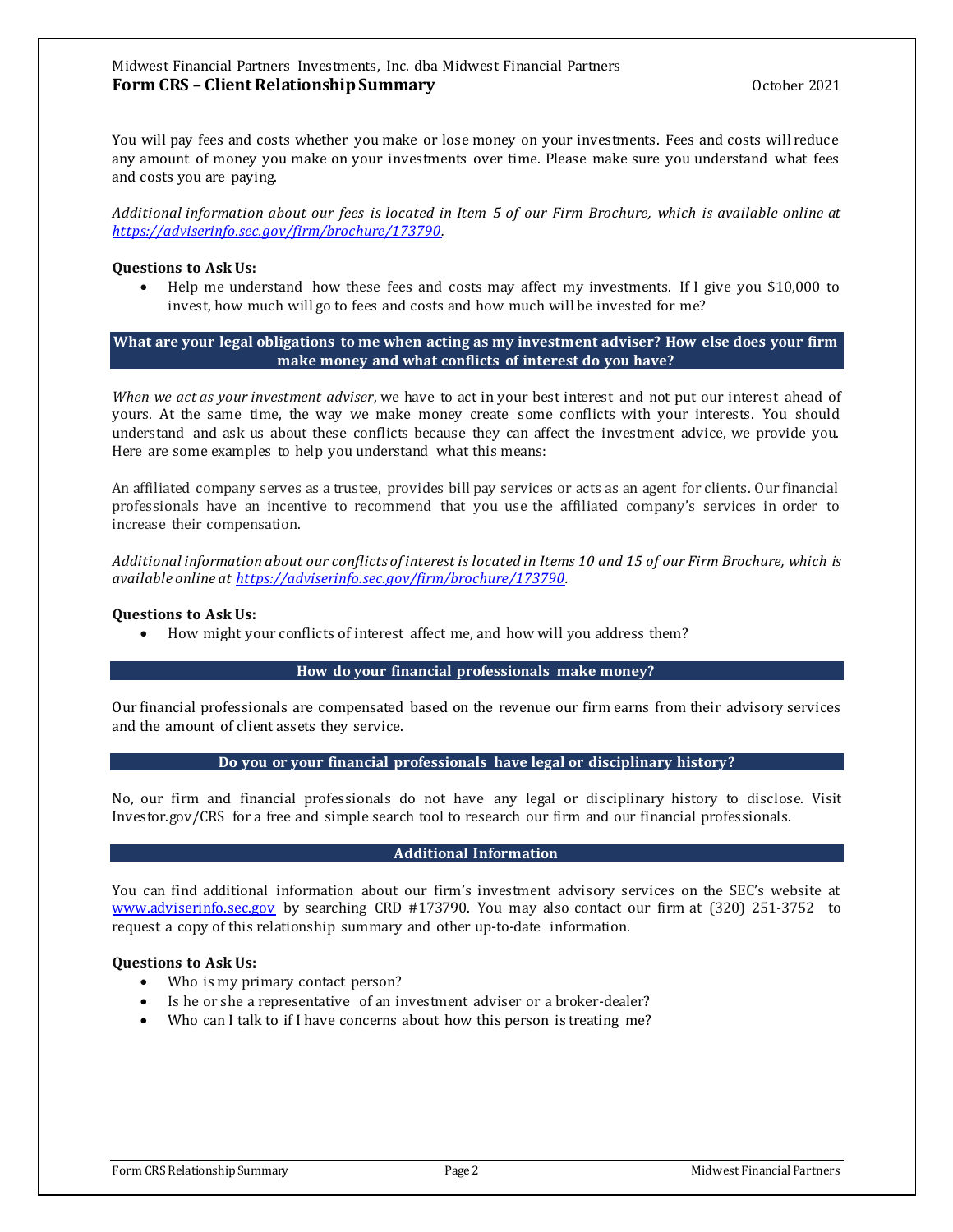You will pay fees and costs whether you make or lose money on your investments. Fees and costs will reduce any amount of money you make on your investments over time. Please make sure you understand what fees and costs you are paying.

*Additional information about our fees is located in Item 5 of our Firm Brochure, which is available online at [https://adviserinfo.sec.gov/firm/brochure/173790](https://adviserinfo.sec.gov/firm/brochure/173790).*

**Questions to Ask Us:**

- Help me understand how these fees and costs may affect my investments. If I give you $10,000 to invest, how much will go to fees and costs and how much will be invested for me?

## What are your legal obligations to me when acting as my investment adviser? How else does your firm make money and what conflicts of interest do you have?

*When we act as your investment adviser*, we have to act in your best interest and not put our interest ahead of yours. At the same time, the way we make money create some conflicts with your interests. You should understand and ask us about these conflicts because they can affect the investment advice, we provide you. Here are some examples to help you understand what this means:

An affiliated company serves as a trustee, provides bill pay services or acts as an agent for clients. Our financial professionals have an incentive to recommend that you use the affiliated company's services in order to increase their compensation.

*Additional information about our conflicts of interest is located in Items 10 and 15 of our Firm Brochure, which is available online at [https://adviserinfo.sec.gov/firm/brochure/173790](https://adviserinfo.sec.gov/firm/brochure/173790).*

**Questions to Ask Us:**

- How might your conflicts of interest affect me, and how will you address them?

## How do your financial professionals make money?

Our financial professionals are compensated based on the revenue our firm earns from their advisory services and the amount of client assets they service.

## Do you or your financial professionals have legal or disciplinary history?

No, our firm and financial professionals do not have any legal or disciplinary history to disclose. Visit Investor.gov/CRS for a free and simple search tool to research our firm and our financial professionals.

## Additional Information

You can find additional information about our firm's investment advisory services on the SEC's website at [www.adviserinfo.sec.gov](http://www.adviserinfo.sec.gov) by searching CRD #173790. You may also contact our firm at (320) 251-3752 to request a copy of this relationship summary and other up-to-date information.

**Questions to Ask Us:**

- Who is my primary contact person?
- Is he or she a representative of an investment adviser or a broker-dealer?
- Who can I talk to if I have concerns about how this person is treating me?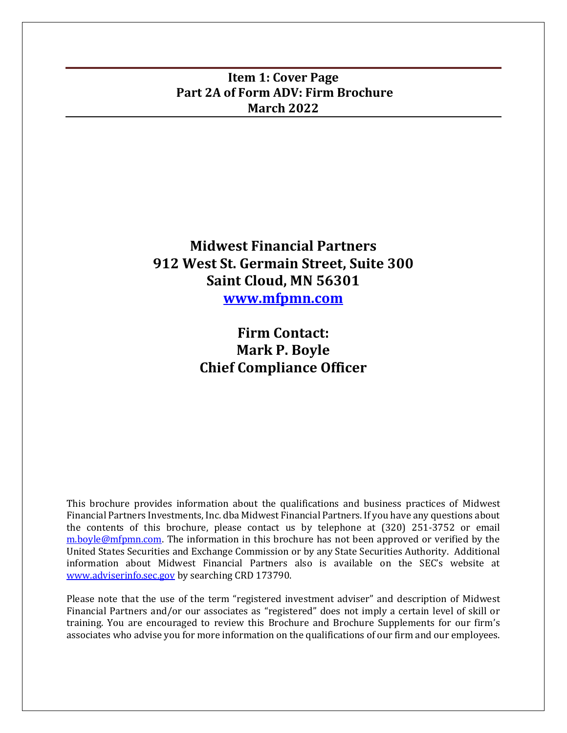# Item 1: Cover Page
## Part 2A of Form ADV: Firm Brochure
## March 2022

# Midwest Financial Partners
## 912 West St. Germain Street, Suite 300
## Saint Cloud, MN 56301
## [www.mfpmn.com](http://www.mfpmn.com)

## Firm Contact:
## Mark P. Boyle
## Chief Compliance Officer

This brochure provides information about the qualifications and business practices of Midwest Financial Partners Investments, Inc. dba Midwest Financial Partners. If you have any questions about the contents of this brochure, please contact us by telephone at (320) 251-3752 or email [m.boyle@mfpmn.com](mailto:m.boyle@mfpmn.com). The information in this brochure has not been approved or verified by the United States Securities and Exchange Commission or by any State Securities Authority. Additional information about Midwest Financial Partners also is available on the SEC's website at [www.adviserinfo.sec.gov](http://www.adviserinfo.sec.gov) by searching CRD 173790.

Please note that the use of the term "registered investment adviser" and description of Midwest Financial Partners and/or our associates as "registered" does not imply a certain level of skill or training. You are encouraged to review this Brochure and Brochure Supplements for our firm's associates who advise you for more information on the qualifications of our firm and our employees.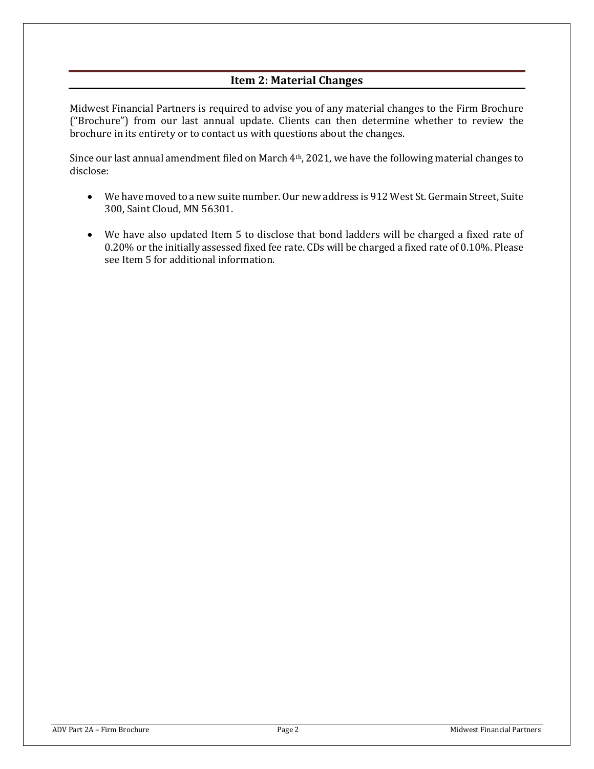## Item 2: Material Changes

Midwest Financial Partners is required to advise you of any material changes to the Firm Brochure ("Brochure") from our last annual update. Clients can then determine whether to review the brochure in its entirety or to contact us with questions about the changes.

Since our last annual amendment filed on March 4th, 2021, we have the following material changes to disclose:

- We have moved to a new suite number. Our new address is 912 West St. Germain Street, Suite 300, Saint Cloud, MN 56301.
- We have also updated Item 5 to disclose that bond ladders will be charged a fixed rate of 0.20% or the initially assessed fixed fee rate. CDs will be charged a fixed rate of 0.10%. Please see Item 5 for additional information.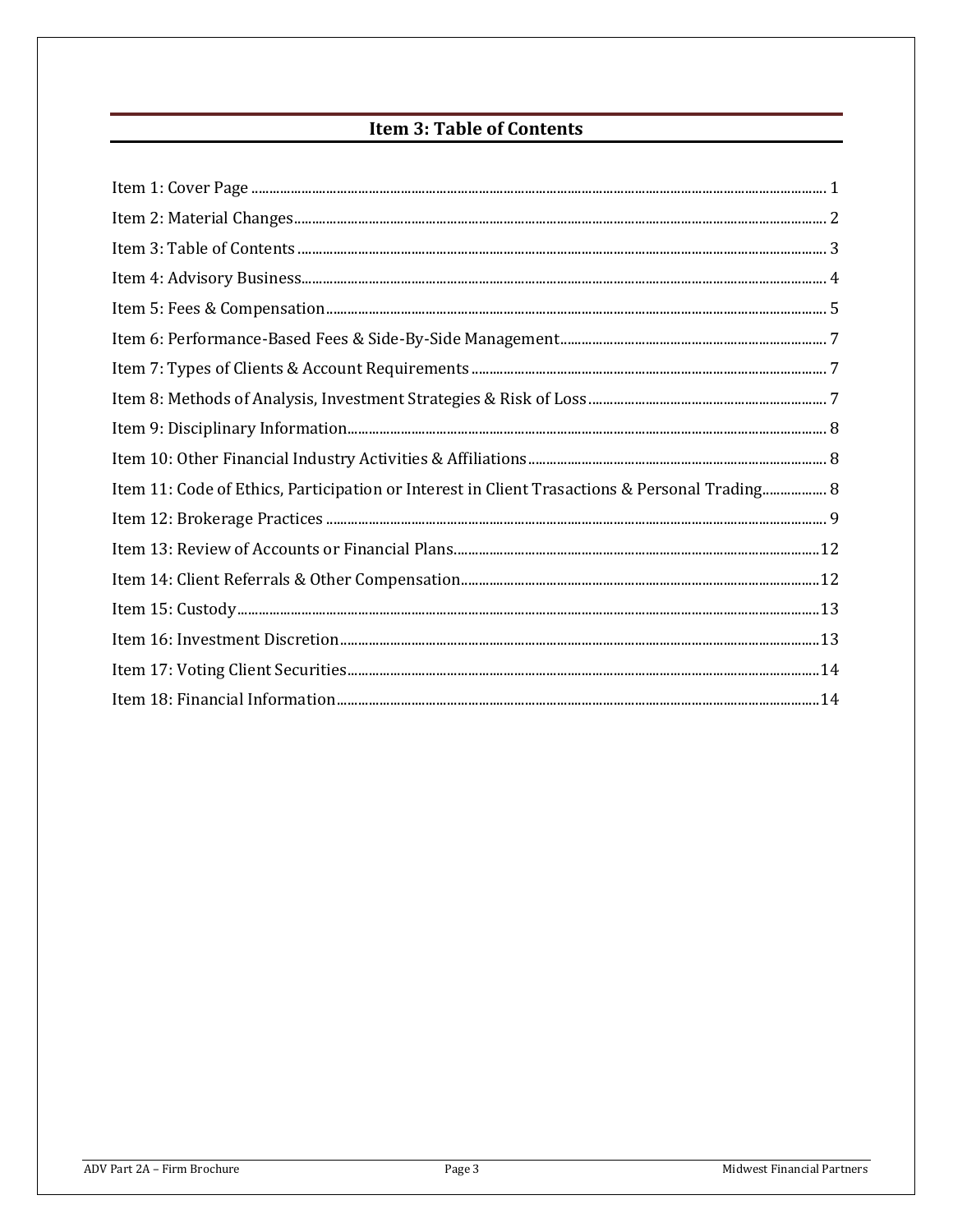## Item 3: Table of Contents

Item 1: Cover Page ........................................................................................................................................................ 1
Item 2: Material Changes ............................................................................................................................................. 2
Item 3: Table of Contents ............................................................................................................................................ 3
Item 4: Advisory Business ............................................................................................................................................ 4
Item 5: Fees & Compensation ...................................................................................................................................... 5
Item 6: Performance-Based Fees & Side-By-Side Management ............................................................................... 7
Item 7: Types of Clients & Account Requirements ..................................................................................................... 7
Item 8: Methods of Analysis, Investment Strategies & Risk of Loss ......................................................................... 7
Item 9: Disciplinary Information .................................................................................................................................. 8
Item 10: Other Financial Industry Activities & Affiliations ........................................................................................ 8
Item 11: Code of Ethics, Participation or Interest in Client Trasactions & Personal Trading .................................. 8
Item 12: Brokerage Practices ....................................................................................................................................... 9
Item 13: Review of Accounts or Financial Plans ....................................................................................................... 12
Item 14: Client Referrals & Other Compensation ..................................................................................................... 12
Item 15: Custody .......................................................................................................................................................... 13
Item 16: Investment Discretion .................................................................................................................................. 13
Item 17: Voting Client Securities ................................................................................................................................ 14
Item 18: Financial Information ................................................................................................................................... 14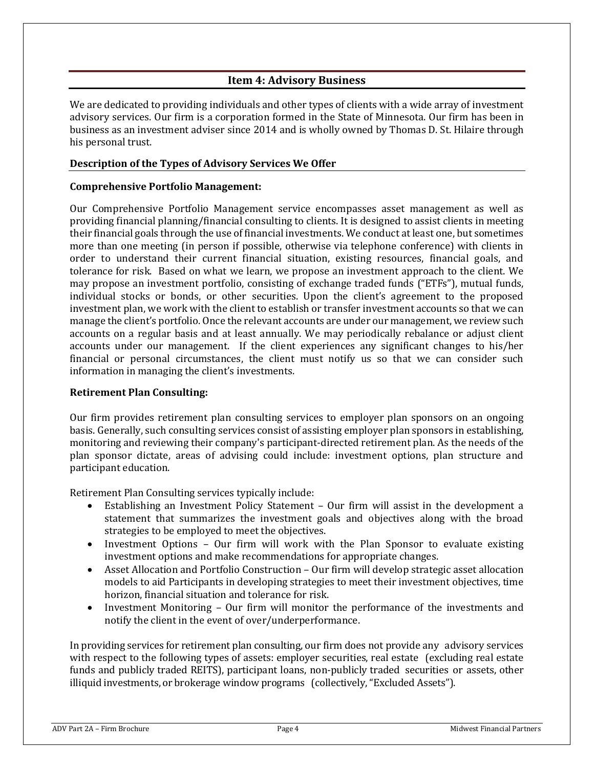## Item 4: Advisory Business

We are dedicated to providing individuals and other types of clients with a wide array of investment advisory services. Our firm is a corporation formed in the State of Minnesota. Our firm has been in business as an investment adviser since 2014 and is wholly owned by Thomas D. St. Hilaire through his personal trust.

### Description of the Types of Advisory Services We Offer

**Comprehensive Portfolio Management:**

Our Comprehensive Portfolio Management service encompasses asset management as well as providing financial planning/financial consulting to clients. It is designed to assist clients in meeting their financial goals through the use of financial investments. We conduct at least one, but sometimes more than one meeting (in person if possible, otherwise via telephone conference) with clients in order to understand their current financial situation, existing resources, financial goals, and tolerance for risk. Based on what we learn, we propose an investment approach to the client. We may propose an investment portfolio, consisting of exchange traded funds ("ETFs"), mutual funds, individual stocks or bonds, or other securities. Upon the client's agreement to the proposed investment plan, we work with the client to establish or transfer investment accounts so that we can manage the client's portfolio. Once the relevant accounts are under our management, we review such accounts on a regular basis and at least annually. We may periodically rebalance or adjust client accounts under our management. If the client experiences any significant changes to his/her financial or personal circumstances, the client must notify us so that we can consider such information in managing the client's investments.

**Retirement Plan Consulting:**

Our firm provides retirement plan consulting services to employer plan sponsors on an ongoing basis. Generally, such consulting services consist of assisting employer plan sponsors in establishing, monitoring and reviewing their company's participant-directed retirement plan. As the needs of the plan sponsor dictate, areas of advising could include: investment options, plan structure and participant education.

Retirement Plan Consulting services typically include:

- Establishing an Investment Policy Statement – Our firm will assist in the development a statement that summarizes the investment goals and objectives along with the broad strategies to be employed to meet the objectives.
- Investment Options – Our firm will work with the Plan Sponsor to evaluate existing investment options and make recommendations for appropriate changes.
- Asset Allocation and Portfolio Construction – Our firm will develop strategic asset allocation models to aid Participants in developing strategies to meet their investment objectives, time horizon, financial situation and tolerance for risk.
- Investment Monitoring – Our firm will monitor the performance of the investments and notify the client in the event of over/underperformance.

In providing services for retirement plan consulting, our firm does not provide any advisory services with respect to the following types of assets: employer securities, real estate (excluding real estate funds and publicly traded REITS), participant loans, non-publicly traded securities or assets, other illiquid investments, or brokerage window programs (collectively, "Excluded Assets").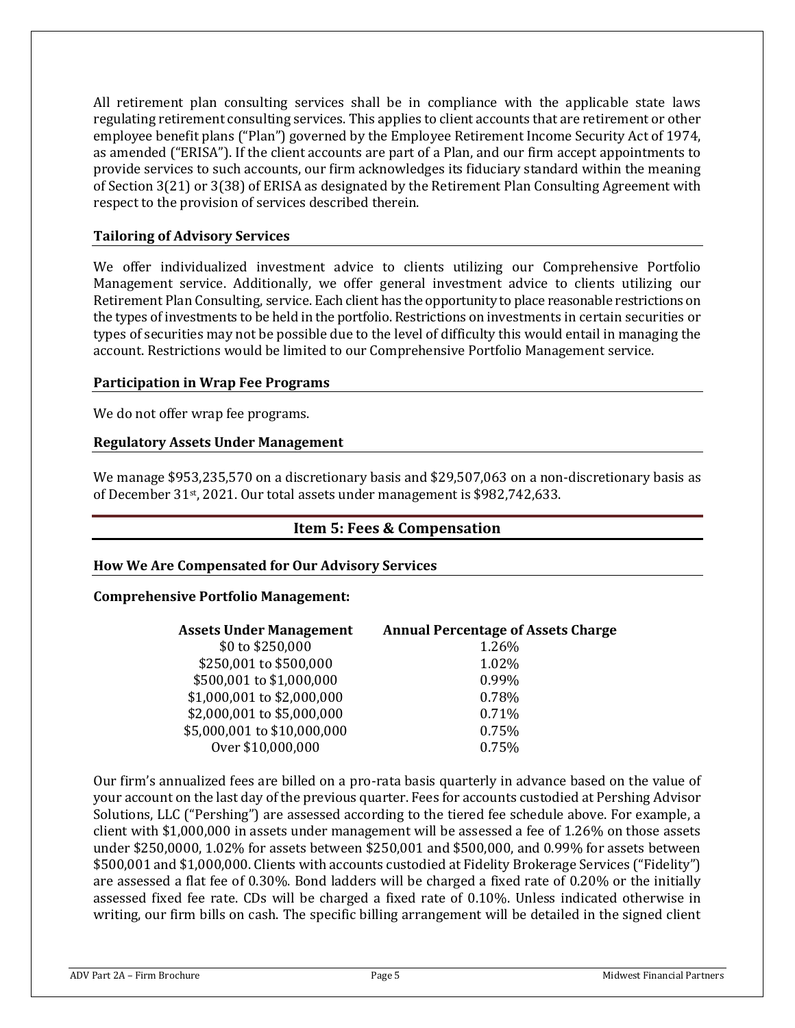All retirement plan consulting services shall be in compliance with the applicable state laws regulating retirement consulting services. This applies to client accounts that are retirement or other employee benefit plans ("Plan") governed by the Employee Retirement Income Security Act of 1974, as amended ("ERISA"). If the client accounts are part of a Plan, and our firm accept appointments to provide services to such accounts, our firm acknowledges its fiduciary standard within the meaning of Section 3(21) or 3(38) of ERISA as designated by the Retirement Plan Consulting Agreement with respect to the provision of services described therein.

### Tailoring of Advisory Services

We offer individualized investment advice to clients utilizing our Comprehensive Portfolio Management service. Additionally, we offer general investment advice to clients utilizing our Retirement Plan Consulting, service. Each client has the opportunity to place reasonable restrictions on the types of investments to be held in the portfolio. Restrictions on investments in certain securities or types of securities may not be possible due to the level of difficulty this would entail in managing the account. Restrictions would be limited to our Comprehensive Portfolio Management service.

### Participation in Wrap Fee Programs

We do not offer wrap fee programs.

### Regulatory Assets Under Management

We manage $953,235,570 on a discretionary basis and $29,507,063 on a non-discretionary basis as of December 31st, 2021. Our total assets under management is $982,742,633.

## Item 5: Fees & Compensation

### How We Are Compensated for Our Advisory Services

**Comprehensive Portfolio Management:**

| Assets Under Management | Annual Percentage of Assets Charge |
|---|---|
| $0 to $250,000 | 1.26% |
| $250,001 to $500,000 | 1.02% |
| $500,001 to $1,000,000 | 0.99% |
| $1,000,001 to $2,000,000 | 0.78% |
| $2,000,001 to $5,000,000 | 0.71% |
| $5,000,001 to $10,000,000 | 0.75% |
| Over $10,000,000 | 0.75% |

Our firm's annualized fees are billed on a pro-rata basis quarterly in advance based on the value of your account on the last day of the previous quarter. Fees for accounts custodied at Pershing Advisor Solutions, LLC ("Pershing") are assessed according to the tiered fee schedule above. For example, a client with $1,000,000 in assets under management will be assessed a fee of 1.26% on those assets under $250,0000, 1.02% for assets between $250,001 and $500,000, and 0.99% for assets between $500,001 and $1,000,000. Clients with accounts custodied at Fidelity Brokerage Services ("Fidelity") are assessed a flat fee of 0.30%. Bond ladders will be charged a fixed rate of 0.20% or the initially assessed fixed fee rate. CDs will be charged a fixed rate of 0.10%. Unless indicated otherwise in writing, our firm bills on cash. The specific billing arrangement will be detailed in the signed client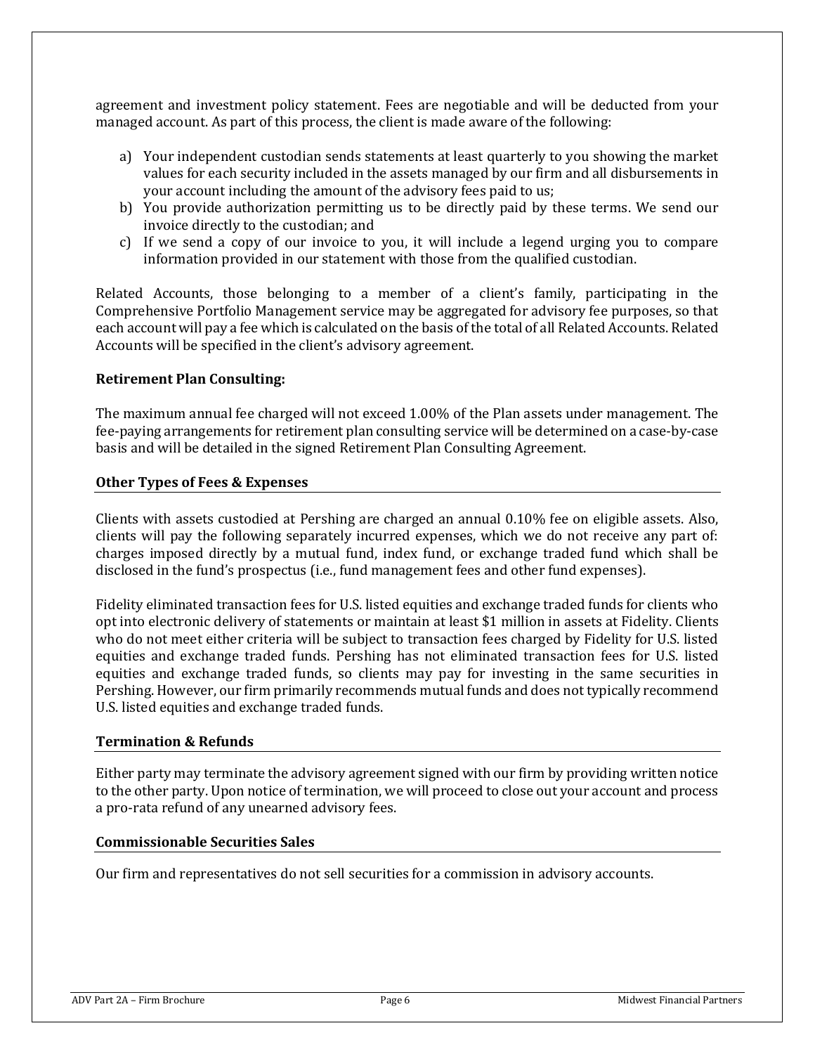agreement and investment policy statement. Fees are negotiable and will be deducted from your managed account. As part of this process, the client is made aware of the following:

a) Your independent custodian sends statements at least quarterly to you showing the market values for each security included in the assets managed by our firm and all disbursements in your account including the amount of the advisory fees paid to us;
b) You provide authorization permitting us to be directly paid by these terms. We send our invoice directly to the custodian; and
c) If we send a copy of our invoice to you, it will include a legend urging you to compare information provided in our statement with those from the qualified custodian.

Related Accounts, those belonging to a member of a client's family, participating in the Comprehensive Portfolio Management service may be aggregated for advisory fee purposes, so that each account will pay a fee which is calculated on the basis of the total of all Related Accounts. Related Accounts will be specified in the client's advisory agreement.

**Retirement Plan Consulting:**

The maximum annual fee charged will not exceed 1.00% of the Plan assets under management. The fee-paying arrangements for retirement plan consulting service will be determined on a case-by-case basis and will be detailed in the signed Retirement Plan Consulting Agreement.

### Other Types of Fees & Expenses

Clients with assets custodied at Pershing are charged an annual 0.10% fee on eligible assets. Also, clients will pay the following separately incurred expenses, which we do not receive any part of: charges imposed directly by a mutual fund, index fund, or exchange traded fund which shall be disclosed in the fund's prospectus (i.e., fund management fees and other fund expenses).

Fidelity eliminated transaction fees for U.S. listed equities and exchange traded funds for clients who opt into electronic delivery of statements or maintain at least $1 million in assets at Fidelity. Clients who do not meet either criteria will be subject to transaction fees charged by Fidelity for U.S. listed equities and exchange traded funds. Pershing has not eliminated transaction fees for U.S. listed equities and exchange traded funds, so clients may pay for investing in the same securities in Pershing. However, our firm primarily recommends mutual funds and does not typically recommend U.S. listed equities and exchange traded funds.

### Termination & Refunds

Either party may terminate the advisory agreement signed with our firm by providing written notice to the other party. Upon notice of termination, we will proceed to close out your account and process a pro-rata refund of any unearned advisory fees.

### Commissionable Securities Sales

Our firm and representatives do not sell securities for a commission in advisory accounts.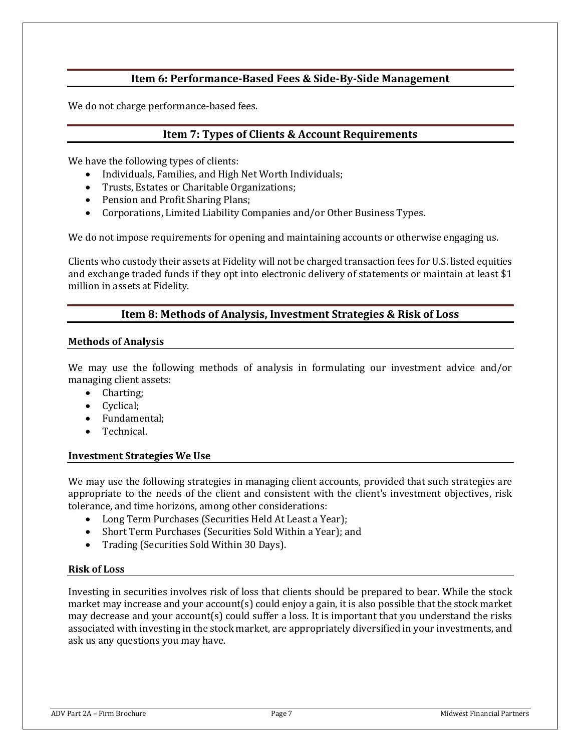## Item 6: Performance-Based Fees & Side-By-Side Management

We do not charge performance-based fees.

## Item 7: Types of Clients & Account Requirements

We have the following types of clients:

- Individuals, Families, and High Net Worth Individuals;
- Trusts, Estates or Charitable Organizations;
- Pension and Profit Sharing Plans;
- Corporations, Limited Liability Companies and/or Other Business Types.

We do not impose requirements for opening and maintaining accounts or otherwise engaging us.

Clients who custody their assets at Fidelity will not be charged transaction fees for U.S. listed equities and exchange traded funds if they opt into electronic delivery of statements or maintain at least $1 million in assets at Fidelity.

## Item 8: Methods of Analysis, Investment Strategies & Risk of Loss

### Methods of Analysis

We may use the following methods of analysis in formulating our investment advice and/or managing client assets:

- Charting;
- Cyclical;
- Fundamental;
- Technical.

### Investment Strategies We Use

We may use the following strategies in managing client accounts, provided that such strategies are appropriate to the needs of the client and consistent with the client's investment objectives, risk tolerance, and time horizons, among other considerations:

- Long Term Purchases (Securities Held At Least a Year);
- Short Term Purchases (Securities Sold Within a Year); and
- Trading (Securities Sold Within 30 Days).

### Risk of Loss

Investing in securities involves risk of loss that clients should be prepared to bear. While the stock market may increase and your account(s) could enjoy a gain, it is also possible that the stock market may decrease and your account(s) could suffer a loss. It is important that you understand the risks associated with investing in the stock market, are appropriately diversified in your investments, and ask us any questions you may have.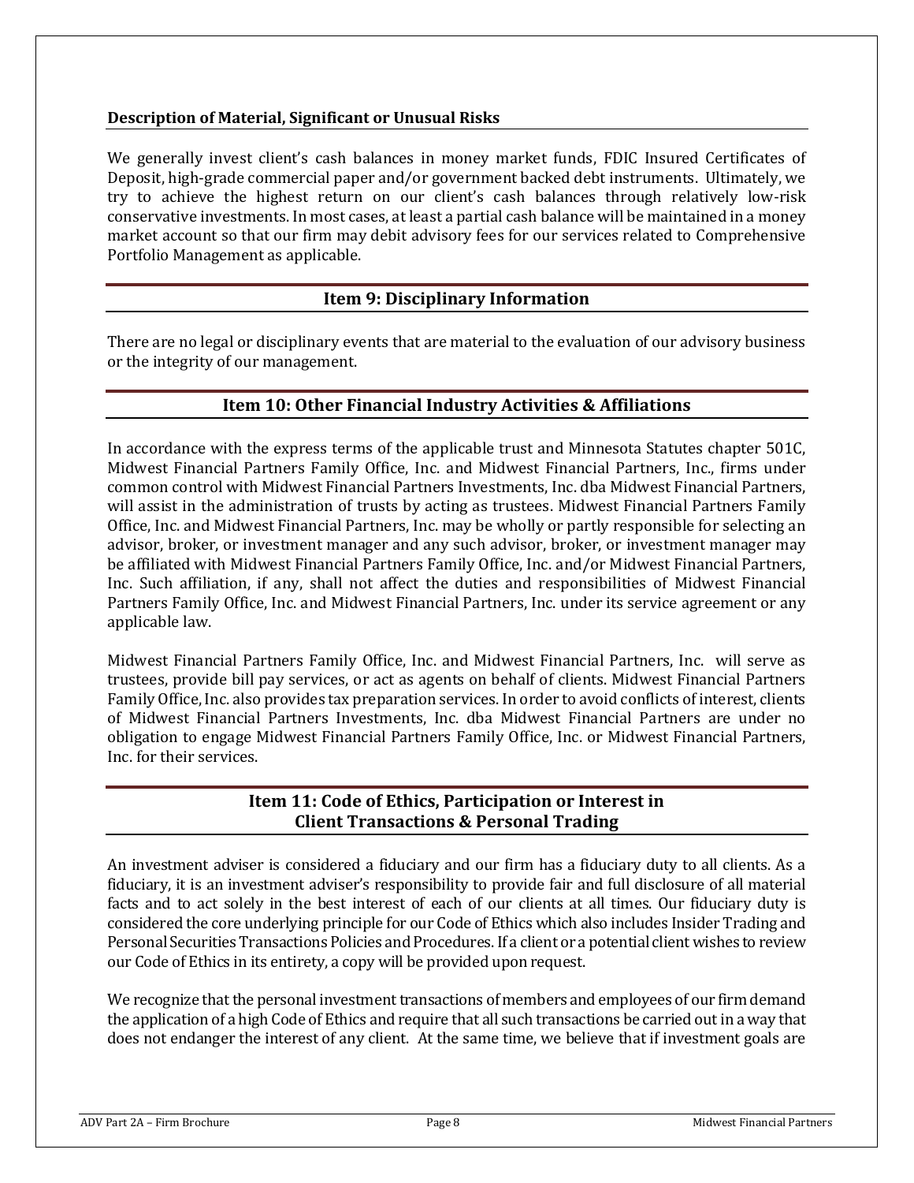### Description of Material, Significant or Unusual Risks

We generally invest client's cash balances in money market funds, FDIC Insured Certificates of Deposit, high-grade commercial paper and/or government backed debt instruments. Ultimately, we try to achieve the highest return on our client's cash balances through relatively low-risk conservative investments. In most cases, at least a partial cash balance will be maintained in a money market account so that our firm may debit advisory fees for our services related to Comprehensive Portfolio Management as applicable.

## Item 9: Disciplinary Information

There are no legal or disciplinary events that are material to the evaluation of our advisory business or the integrity of our management.

## Item 10: Other Financial Industry Activities & Affiliations

In accordance with the express terms of the applicable trust and Minnesota Statutes chapter 501C, Midwest Financial Partners Family Office, Inc. and Midwest Financial Partners, Inc., firms under common control with Midwest Financial Partners Investments, Inc. dba Midwest Financial Partners, will assist in the administration of trusts by acting as trustees. Midwest Financial Partners Family Office, Inc. and Midwest Financial Partners, Inc. may be wholly or partly responsible for selecting an advisor, broker, or investment manager and any such advisor, broker, or investment manager may be affiliated with Midwest Financial Partners Family Office, Inc. and/or Midwest Financial Partners, Inc. Such affiliation, if any, shall not affect the duties and responsibilities of Midwest Financial Partners Family Office, Inc. and Midwest Financial Partners, Inc. under its service agreement or any applicable law.

Midwest Financial Partners Family Office, Inc. and Midwest Financial Partners, Inc. will serve as trustees, provide bill pay services, or act as agents on behalf of clients. Midwest Financial Partners Family Office, Inc. also provides tax preparation services. In order to avoid conflicts of interest, clients of Midwest Financial Partners Investments, Inc. dba Midwest Financial Partners are under no obligation to engage Midwest Financial Partners Family Office, Inc. or Midwest Financial Partners, Inc. for their services.

## Item 11: Code of Ethics, Participation or Interest in Client Transactions & Personal Trading

An investment adviser is considered a fiduciary and our firm has a fiduciary duty to all clients. As a fiduciary, it is an investment adviser's responsibility to provide fair and full disclosure of all material facts and to act solely in the best interest of each of our clients at all times. Our fiduciary duty is considered the core underlying principle for our Code of Ethics which also includes Insider Trading and Personal Securities Transactions Policies and Procedures. If a client or a potential client wishes to review our Code of Ethics in its entirety, a copy will be provided upon request.

We recognize that the personal investment transactions of members and employees of our firm demand the application of a high Code of Ethics and require that all such transactions be carried out in a way that does not endanger the interest of any client. At the same time, we believe that if investment goals are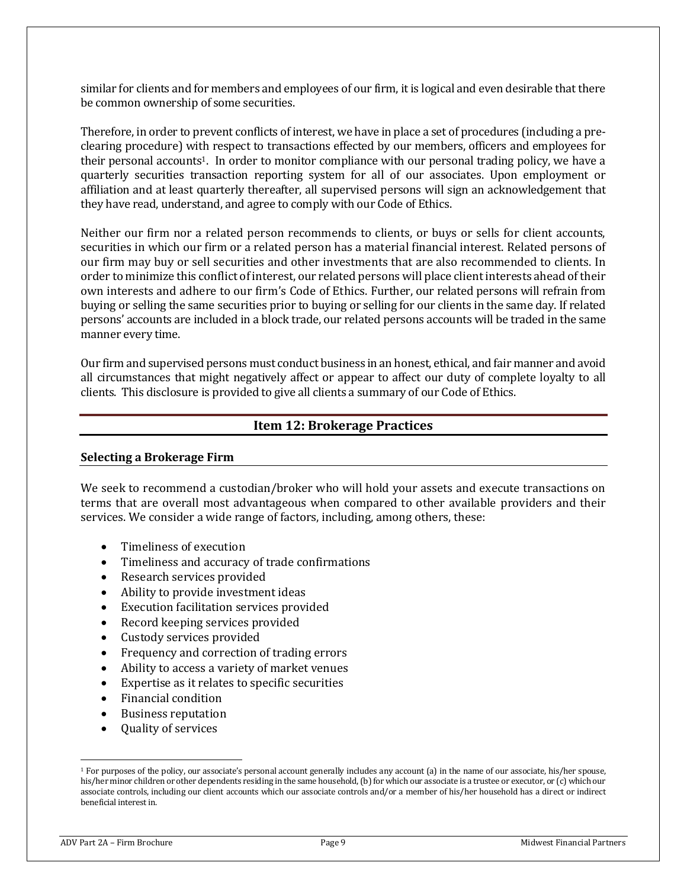similar for clients and for members and employees of our firm, it is logical and even desirable that there be common ownership of some securities.

Therefore, in order to prevent conflicts of interest, we have in place a set of procedures (including a pre-clearing procedure) with respect to transactions effected by our members, officers and employees for their personal accounts[1]. In order to monitor compliance with our personal trading policy, we have a quarterly securities transaction reporting system for all of our associates. Upon employment or affiliation and at least quarterly thereafter, all supervised persons will sign an acknowledgement that they have read, understand, and agree to comply with our Code of Ethics.

Neither our firm nor a related person recommends to clients, or buys or sells for client accounts, securities in which our firm or a related person has a material financial interest. Related persons of our firm may buy or sell securities and other investments that are also recommended to clients. In order to minimize this conflict of interest, our related persons will place client interests ahead of their own interests and adhere to our firm's Code of Ethics. Further, our related persons will refrain from buying or selling the same securities prior to buying or selling for our clients in the same day. If related persons' accounts are included in a block trade, our related persons accounts will be traded in the same manner every time.

Our firm and supervised persons must conduct business in an honest, ethical, and fair manner and avoid all circumstances that might negatively affect or appear to affect our duty of complete loyalty to all clients. This disclosure is provided to give all clients a summary of our Code of Ethics.

## Item 12: Brokerage Practices

### Selecting a Brokerage Firm

We seek to recommend a custodian/broker who will hold your assets and execute transactions on terms that are overall most advantageous when compared to other available providers and their services. We consider a wide range of factors, including, among others, these:

- Timeliness of execution
- Timeliness and accuracy of trade confirmations
- Research services provided
- Ability to provide investment ideas
- Execution facilitation services provided
- Record keeping services provided
- Custody services provided
- Frequency and correction of trading errors
- Ability to access a variety of market venues
- Expertise as it relates to specific securities
- Financial condition
- Business reputation
- Quality of services

[1] For purposes of the policy, our associate's personal account generally includes any account (a) in the name of our associate, his/her spouse, his/her minor children or other dependents residing in the same household, (b) for which our associate is a trustee or executor, or (c) which our associate controls, including our client accounts which our associate controls and/or a member of his/her household has a direct or indirect beneficial interest in.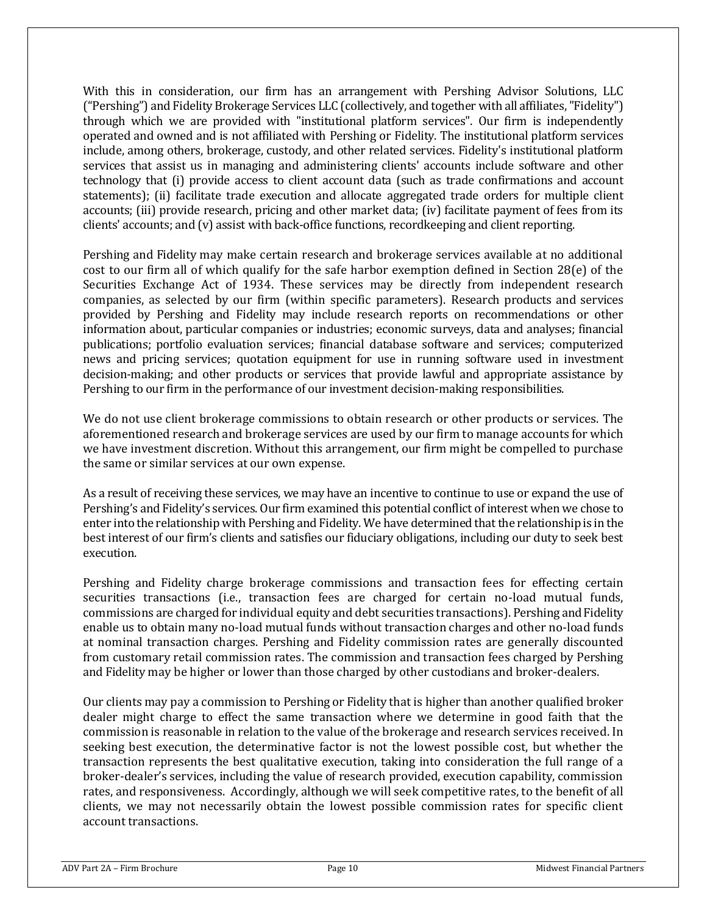With this in consideration, our firm has an arrangement with Pershing Advisor Solutions, LLC ("Pershing") and Fidelity Brokerage Services LLC (collectively, and together with all affiliates, "Fidelity") through which we are provided with "institutional platform services". Our firm is independently operated and owned and is not affiliated with Pershing or Fidelity. The institutional platform services include, among others, brokerage, custody, and other related services. Fidelity's institutional platform services that assist us in managing and administering clients' accounts include software and other technology that (i) provide access to client account data (such as trade confirmations and account statements); (ii) facilitate trade execution and allocate aggregated trade orders for multiple client accounts; (iii) provide research, pricing and other market data; (iv) facilitate payment of fees from its clients' accounts; and (v) assist with back-office functions, recordkeeping and client reporting.

Pershing and Fidelity may make certain research and brokerage services available at no additional cost to our firm all of which qualify for the safe harbor exemption defined in Section 28(e) of the Securities Exchange Act of 1934. These services may be directly from independent research companies, as selected by our firm (within specific parameters). Research products and services provided by Pershing and Fidelity may include research reports on recommendations or other information about, particular companies or industries; economic surveys, data and analyses; financial publications; portfolio evaluation services; financial database software and services; computerized news and pricing services; quotation equipment for use in running software used in investment decision-making; and other products or services that provide lawful and appropriate assistance by Pershing to our firm in the performance of our investment decision-making responsibilities.

We do not use client brokerage commissions to obtain research or other products or services. The aforementioned research and brokerage services are used by our firm to manage accounts for which we have investment discretion. Without this arrangement, our firm might be compelled to purchase the same or similar services at our own expense.

As a result of receiving these services, we may have an incentive to continue to use or expand the use of Pershing's and Fidelity's services. Our firm examined this potential conflict of interest when we chose to enter into the relationship with Pershing and Fidelity. We have determined that the relationship is in the best interest of our firm's clients and satisfies our fiduciary obligations, including our duty to seek best execution.

Pershing and Fidelity charge brokerage commissions and transaction fees for effecting certain securities transactions (i.e., transaction fees are charged for certain no-load mutual funds, commissions are charged for individual equity and debt securities transactions). Pershing and Fidelity enable us to obtain many no-load mutual funds without transaction charges and other no-load funds at nominal transaction charges. Pershing and Fidelity commission rates are generally discounted from customary retail commission rates. The commission and transaction fees charged by Pershing and Fidelity may be higher or lower than those charged by other custodians and broker-dealers.

Our clients may pay a commission to Pershing or Fidelity that is higher than another qualified broker dealer might charge to effect the same transaction where we determine in good faith that the commission is reasonable in relation to the value of the brokerage and research services received. In seeking best execution, the determinative factor is not the lowest possible cost, but whether the transaction represents the best qualitative execution, taking into consideration the full range of a broker-dealer's services, including the value of research provided, execution capability, commission rates, and responsiveness. Accordingly, although we will seek competitive rates, to the benefit of all clients, we may not necessarily obtain the lowest possible commission rates for specific client account transactions.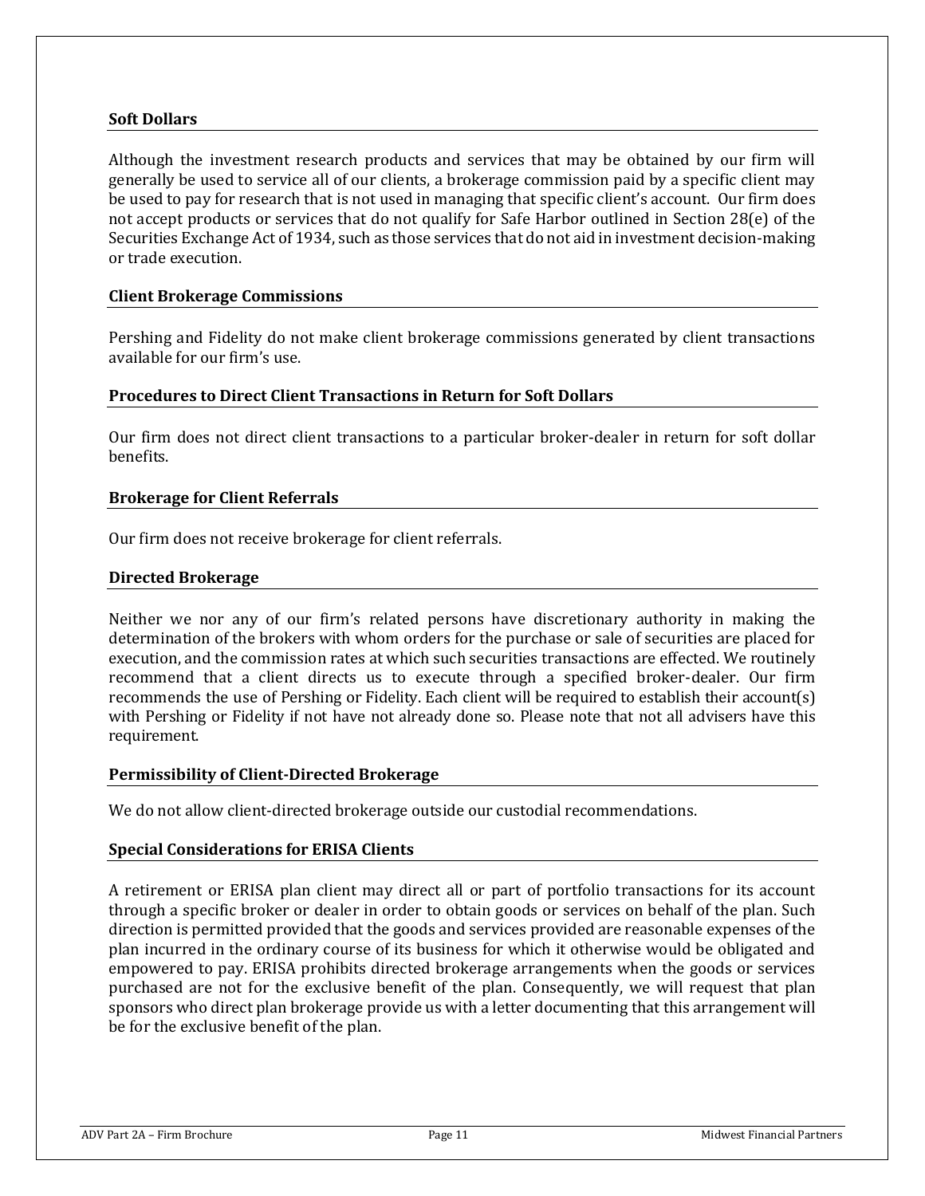### Soft Dollars

Although the investment research products and services that may be obtained by our firm will generally be used to service all of our clients, a brokerage commission paid by a specific client may be used to pay for research that is not used in managing that specific client's account. Our firm does not accept products or services that do not qualify for Safe Harbor outlined in Section 28(e) of the Securities Exchange Act of 1934, such as those services that do not aid in investment decision-making or trade execution.

### Client Brokerage Commissions

Pershing and Fidelity do not make client brokerage commissions generated by client transactions available for our firm's use.

### Procedures to Direct Client Transactions in Return for Soft Dollars

Our firm does not direct client transactions to a particular broker-dealer in return for soft dollar benefits.

### Brokerage for Client Referrals

Our firm does not receive brokerage for client referrals.

### Directed Brokerage

Neither we nor any of our firm's related persons have discretionary authority in making the determination of the brokers with whom orders for the purchase or sale of securities are placed for execution, and the commission rates at which such securities transactions are effected. We routinely recommend that a client directs us to execute through a specified broker-dealer. Our firm recommends the use of Pershing or Fidelity. Each client will be required to establish their account(s) with Pershing or Fidelity if not have not already done so. Please note that not all advisers have this requirement.

### Permissibility of Client-Directed Brokerage

We do not allow client-directed brokerage outside our custodial recommendations.

### Special Considerations for ERISA Clients

A retirement or ERISA plan client may direct all or part of portfolio transactions for its account through a specific broker or dealer in order to obtain goods or services on behalf of the plan. Such direction is permitted provided that the goods and services provided are reasonable expenses of the plan incurred in the ordinary course of its business for which it otherwise would be obligated and empowered to pay. ERISA prohibits directed brokerage arrangements when the goods or services purchased are not for the exclusive benefit of the plan. Consequently, we will request that plan sponsors who direct plan brokerage provide us with a letter documenting that this arrangement will be for the exclusive benefit of the plan.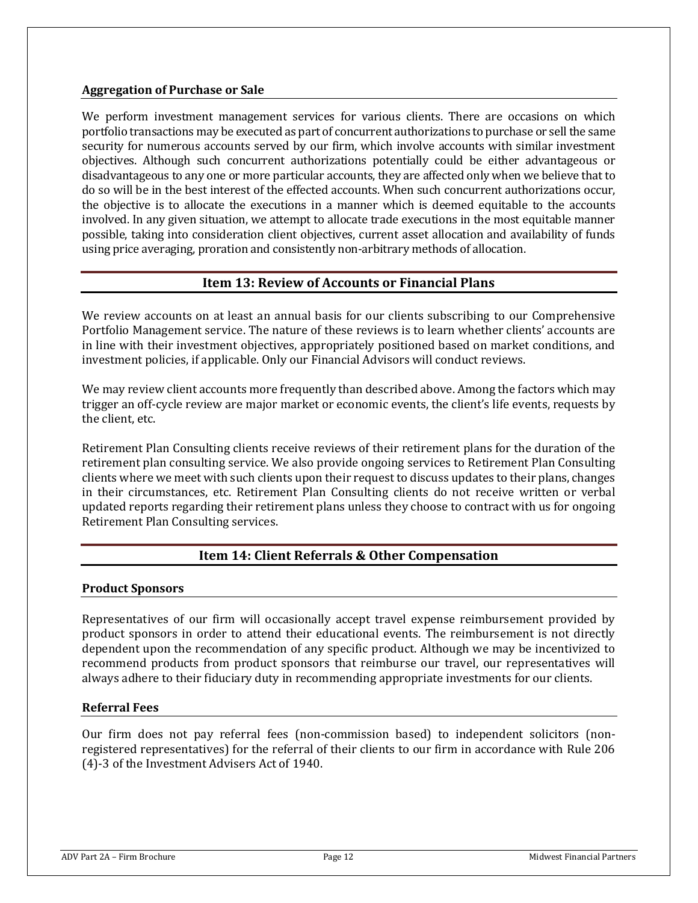### Aggregation of Purchase or Sale

We perform investment management services for various clients. There are occasions on which portfolio transactions may be executed as part of concurrent authorizations to purchase or sell the same security for numerous accounts served by our firm, which involve accounts with similar investment objectives. Although such concurrent authorizations potentially could be either advantageous or disadvantageous to any one or more particular accounts, they are affected only when we believe that to do so will be in the best interest of the effected accounts. When such concurrent authorizations occur, the objective is to allocate the executions in a manner which is deemed equitable to the accounts involved. In any given situation, we attempt to allocate trade executions in the most equitable manner possible, taking into consideration client objectives, current asset allocation and availability of funds using price averaging, proration and consistently non-arbitrary methods of allocation.

## Item 13: Review of Accounts or Financial Plans

We review accounts on at least an annual basis for our clients subscribing to our Comprehensive Portfolio Management service. The nature of these reviews is to learn whether clients' accounts are in line with their investment objectives, appropriately positioned based on market conditions, and investment policies, if applicable. Only our Financial Advisors will conduct reviews.

We may review client accounts more frequently than described above. Among the factors which may trigger an off-cycle review are major market or economic events, the client's life events, requests by the client, etc.

Retirement Plan Consulting clients receive reviews of their retirement plans for the duration of the retirement plan consulting service. We also provide ongoing services to Retirement Plan Consulting clients where we meet with such clients upon their request to discuss updates to their plans, changes in their circumstances, etc. Retirement Plan Consulting clients do not receive written or verbal updated reports regarding their retirement plans unless they choose to contract with us for ongoing Retirement Plan Consulting services.

## Item 14: Client Referrals & Other Compensation

### Product Sponsors

Representatives of our firm will occasionally accept travel expense reimbursement provided by product sponsors in order to attend their educational events. The reimbursement is not directly dependent upon the recommendation of any specific product. Although we may be incentivized to recommend products from product sponsors that reimburse our travel, our representatives will always adhere to their fiduciary duty in recommending appropriate investments for our clients.

### Referral Fees

Our firm does not pay referral fees (non-commission based) to independent solicitors (non-registered representatives) for the referral of their clients to our firm in accordance with Rule 206 (4)-3 of the Investment Advisers Act of 1940.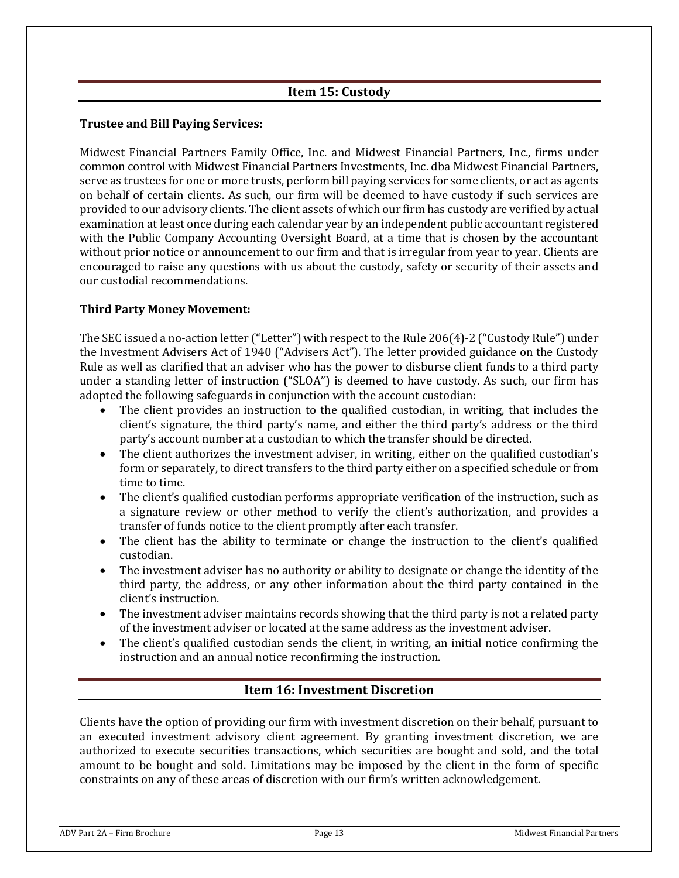## Item 15: Custody

**Trustee and Bill Paying Services:**

Midwest Financial Partners Family Office, Inc. and Midwest Financial Partners, Inc., firms under common control with Midwest Financial Partners Investments, Inc. dba Midwest Financial Partners, serve as trustees for one or more trusts, perform bill paying services for some clients, or act as agents on behalf of certain clients. As such, our firm will be deemed to have custody if such services are provided to our advisory clients. The client assets of which our firm has custody are verified by actual examination at least once during each calendar year by an independent public accountant registered with the Public Company Accounting Oversight Board, at a time that is chosen by the accountant without prior notice or announcement to our firm and that is irregular from year to year. Clients are encouraged to raise any questions with us about the custody, safety or security of their assets and our custodial recommendations.

**Third Party Money Movement:**

The SEC issued a no-action letter ("Letter") with respect to the Rule 206(4)-2 ("Custody Rule") under the Investment Advisers Act of 1940 ("Advisers Act"). The letter provided guidance on the Custody Rule as well as clarified that an adviser who has the power to disburse client funds to a third party under a standing letter of instruction ("SLOA") is deemed to have custody. As such, our firm has adopted the following safeguards in conjunction with the account custodian:

- The client provides an instruction to the qualified custodian, in writing, that includes the client's signature, the third party's name, and either the third party's address or the third party's account number at a custodian to which the transfer should be directed.
- The client authorizes the investment adviser, in writing, either on the qualified custodian's form or separately, to direct transfers to the third party either on a specified schedule or from time to time.
- The client's qualified custodian performs appropriate verification of the instruction, such as a signature review or other method to verify the client's authorization, and provides a transfer of funds notice to the client promptly after each transfer.
- The client has the ability to terminate or change the instruction to the client's qualified custodian.
- The investment adviser has no authority or ability to designate or change the identity of the third party, the address, or any other information about the third party contained in the client's instruction.
- The investment adviser maintains records showing that the third party is not a related party of the investment adviser or located at the same address as the investment adviser.
- The client's qualified custodian sends the client, in writing, an initial notice confirming the instruction and an annual notice reconfirming the instruction.

## Item 16: Investment Discretion

Clients have the option of providing our firm with investment discretion on their behalf, pursuant to an executed investment advisory client agreement. By granting investment discretion, we are authorized to execute securities transactions, which securities are bought and sold, and the total amount to be bought and sold. Limitations may be imposed by the client in the form of specific constraints on any of these areas of discretion with our firm's written acknowledgement.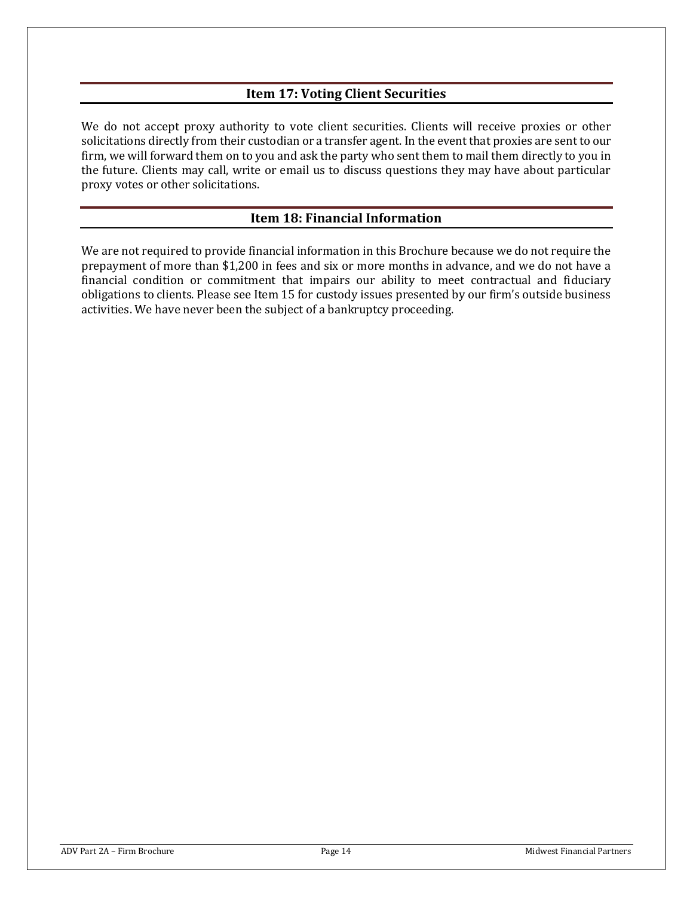## Item 17: Voting Client Securities

We do not accept proxy authority to vote client securities. Clients will receive proxies or other solicitations directly from their custodian or a transfer agent. In the event that proxies are sent to our firm, we will forward them on to you and ask the party who sent them to mail them directly to you in the future. Clients may call, write or email us to discuss questions they may have about particular proxy votes or other solicitations.

## Item 18: Financial Information

We are not required to provide financial information in this Brochure because we do not require the prepayment of more than $1,200 in fees and six or more months in advance, and we do not have a financial condition or commitment that impairs our ability to meet contractual and fiduciary obligations to clients. Please see Item 15 for custody issues presented by our firm's outside business activities. We have never been the subject of a bankruptcy proceeding.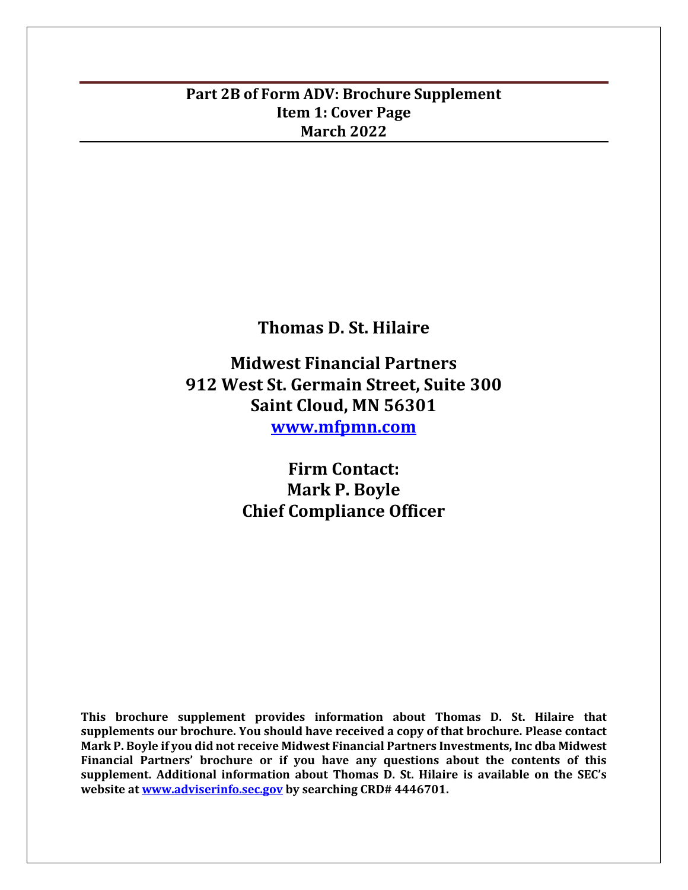# Part 2B of Form ADV: Brochure Supplement
## Item 1: Cover Page
## March 2022

**Thomas D. St. Hilaire**

**Midwest Financial Partners**
**912 West St. Germain Street, Suite 300**
**Saint Cloud, MN 56301**
**[www.mfpmn.com](http://www.mfpmn.com)**

**Firm Contact:**
**Mark P. Boyle**
**Chief Compliance Officer**

**This brochure supplement provides information about Thomas D. St. Hilaire that supplements our brochure. You should have received a copy of that brochure. Please contact Mark P. Boyle if you did not receive Midwest Financial Partners Investments, Inc dba Midwest Financial Partners' brochure or if you have any questions about the contents of this supplement. Additional information about Thomas D. St. Hilaire is available on the SEC's website at [www.adviserinfo.sec.gov](http://www.adviserinfo.sec.gov) by searching CRD# 4446701.**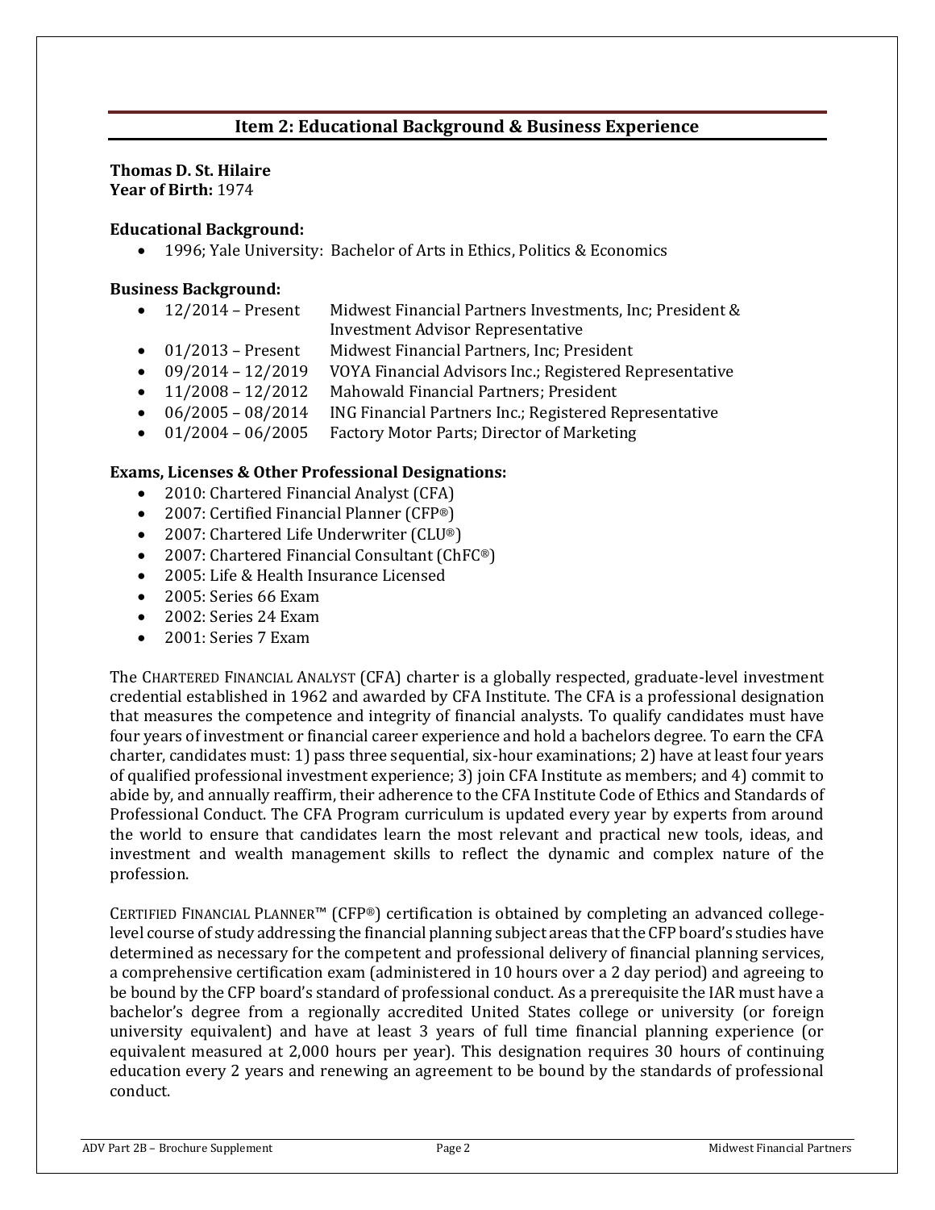## Item 2: Educational Background & Business Experience

**Thomas D. St. Hilaire**
**Year of Birth:** 1974

**Educational Background:**

- 1996; Yale University: Bachelor of Arts in Ethics, Politics & Economics

**Business Background:**

- 12/2014 – Present Midwest Financial Partners Investments, Inc; President & Investment Advisor Representative
- 01/2013 – Present Midwest Financial Partners, Inc; President
- 09/2014 – 12/2019 VOYA Financial Advisors Inc.; Registered Representative
- 11/2008 – 12/2012 Mahowald Financial Partners; President
- 06/2005 – 08/2014 ING Financial Partners Inc.; Registered Representative
- 01/2004 – 06/2005 Factory Motor Parts; Director of Marketing

**Exams, Licenses & Other Professional Designations:**

- 2010: Chartered Financial Analyst (CFA)
- 2007: Certified Financial Planner (CFP®)
- 2007: Chartered Life Underwriter (CLU®)
- 2007: Chartered Financial Consultant (ChFC®)
- 2005: Life & Health Insurance Licensed
- 2005: Series 66 Exam
- 2002: Series 24 Exam
- 2001: Series 7 Exam

The CHARTERED FINANCIAL ANALYST (CFA) charter is a globally respected, graduate-level investment credential established in 1962 and awarded by CFA Institute. The CFA is a professional designation that measures the competence and integrity of financial analysts. To qualify candidates must have four years of investment or financial career experience and hold a bachelors degree. To earn the CFA charter, candidates must: 1) pass three sequential, six-hour examinations; 2) have at least four years of qualified professional investment experience; 3) join CFA Institute as members; and 4) commit to abide by, and annually reaffirm, their adherence to the CFA Institute Code of Ethics and Standards of Professional Conduct. The CFA Program curriculum is updated every year by experts from around the world to ensure that candidates learn the most relevant and practical new tools, ideas, and investment and wealth management skills to reflect the dynamic and complex nature of the profession.

CERTIFIED FINANCIAL PLANNER™ (CFP®) certification is obtained by completing an advanced college-level course of study addressing the financial planning subject areas that the CFP board's studies have determined as necessary for the competent and professional delivery of financial planning services, a comprehensive certification exam (administered in 10 hours over a 2 day period) and agreeing to be bound by the CFP board's standard of professional conduct. As a prerequisite the IAR must have a bachelor's degree from a regionally accredited United States college or university (or foreign university equivalent) and have at least 3 years of full time financial planning experience (or equivalent measured at 2,000 hours per year). This designation requires 30 hours of continuing education every 2 years and renewing an agreement to be bound by the standards of professional conduct.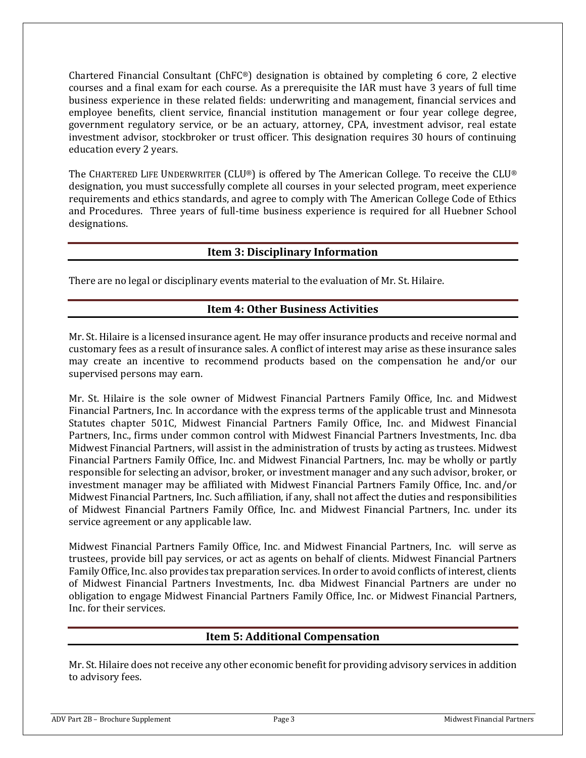Chartered Financial Consultant (ChFC®) designation is obtained by completing 6 core, 2 elective courses and a final exam for each course. As a prerequisite the IAR must have 3 years of full time business experience in these related fields: underwriting and management, financial services and employee benefits, client service, financial institution management or four year college degree, government regulatory service, or be an actuary, attorney, CPA, investment advisor, real estate investment advisor, stockbroker or trust officer. This designation requires 30 hours of continuing education every 2 years.

The CHARTERED LIFE UNDERWRITER (CLU®) is offered by The American College. To receive the CLU® designation, you must successfully complete all courses in your selected program, meet experience requirements and ethics standards, and agree to comply with The American College Code of Ethics and Procedures. Three years of full-time business experience is required for all Huebner School designations.

## Item 3: Disciplinary Information

There are no legal or disciplinary events material to the evaluation of Mr. St. Hilaire.

## Item 4: Other Business Activities

Mr. St. Hilaire is a licensed insurance agent. He may offer insurance products and receive normal and customary fees as a result of insurance sales. A conflict of interest may arise as these insurance sales may create an incentive to recommend products based on the compensation he and/or our supervised persons may earn.

Mr. St. Hilaire is the sole owner of Midwest Financial Partners Family Office, Inc. and Midwest Financial Partners, Inc. In accordance with the express terms of the applicable trust and Minnesota Statutes chapter 501C, Midwest Financial Partners Family Office, Inc. and Midwest Financial Partners, Inc., firms under common control with Midwest Financial Partners Investments, Inc. dba Midwest Financial Partners, will assist in the administration of trusts by acting as trustees. Midwest Financial Partners Family Office, Inc. and Midwest Financial Partners, Inc. may be wholly or partly responsible for selecting an advisor, broker, or investment manager and any such advisor, broker, or investment manager may be affiliated with Midwest Financial Partners Family Office, Inc. and/or Midwest Financial Partners, Inc. Such affiliation, if any, shall not affect the duties and responsibilities of Midwest Financial Partners Family Office, Inc. and Midwest Financial Partners, Inc. under its service agreement or any applicable law.

Midwest Financial Partners Family Office, Inc. and Midwest Financial Partners, Inc. will serve as trustees, provide bill pay services, or act as agents on behalf of clients. Midwest Financial Partners Family Office, Inc. also provides tax preparation services. In order to avoid conflicts of interest, clients of Midwest Financial Partners Investments, Inc. dba Midwest Financial Partners are under no obligation to engage Midwest Financial Partners Family Office, Inc. or Midwest Financial Partners, Inc. for their services.

## Item 5: Additional Compensation

Mr. St. Hilaire does not receive any other economic benefit for providing advisory services in addition to advisory fees.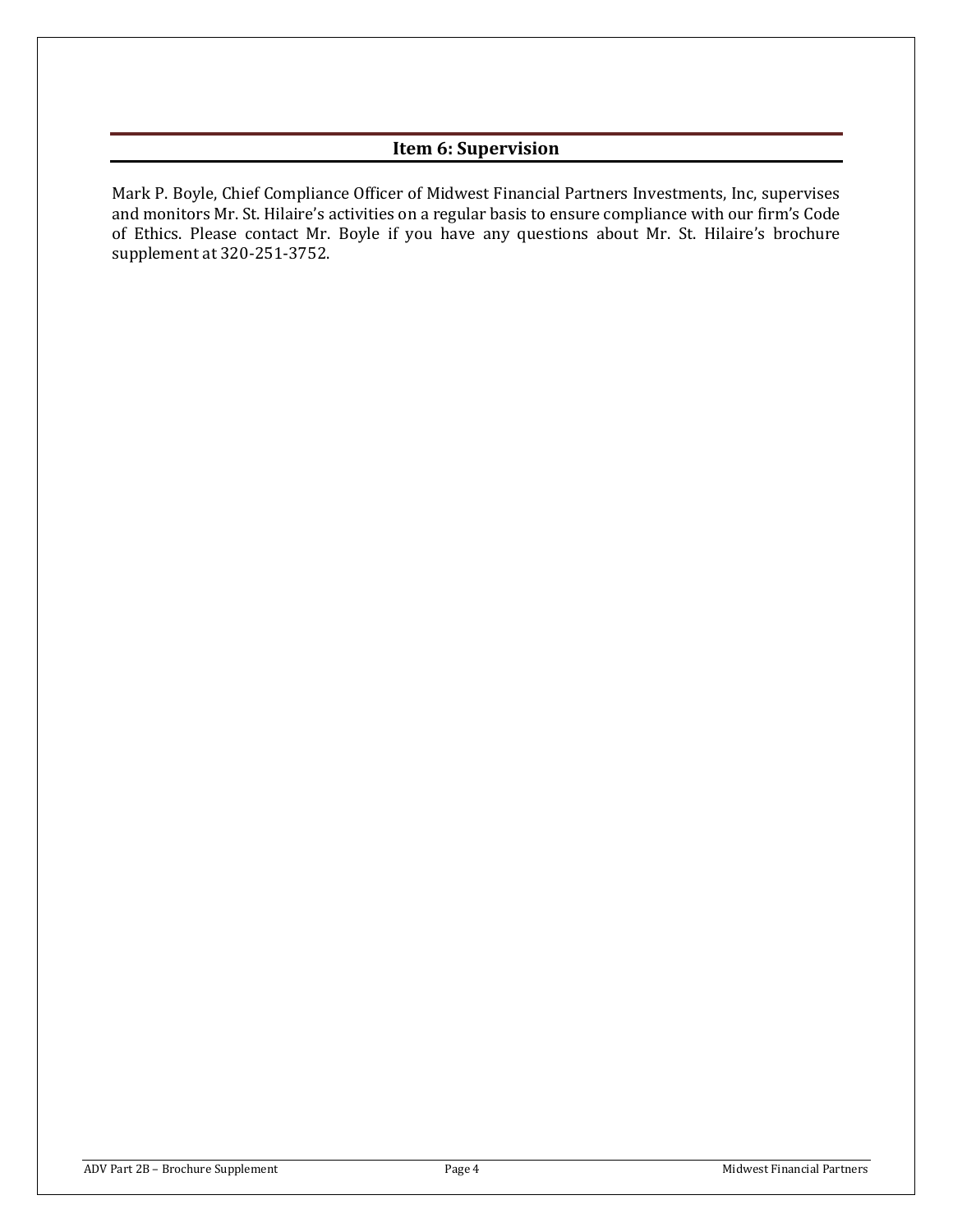## Item 6: Supervision

Mark P. Boyle, Chief Compliance Officer of Midwest Financial Partners Investments, Inc, supervises and monitors Mr. St. Hilaire's activities on a regular basis to ensure compliance with our firm's Code of Ethics. Please contact Mr. Boyle if you have any questions about Mr. St. Hilaire's brochure supplement at 320-251-3752.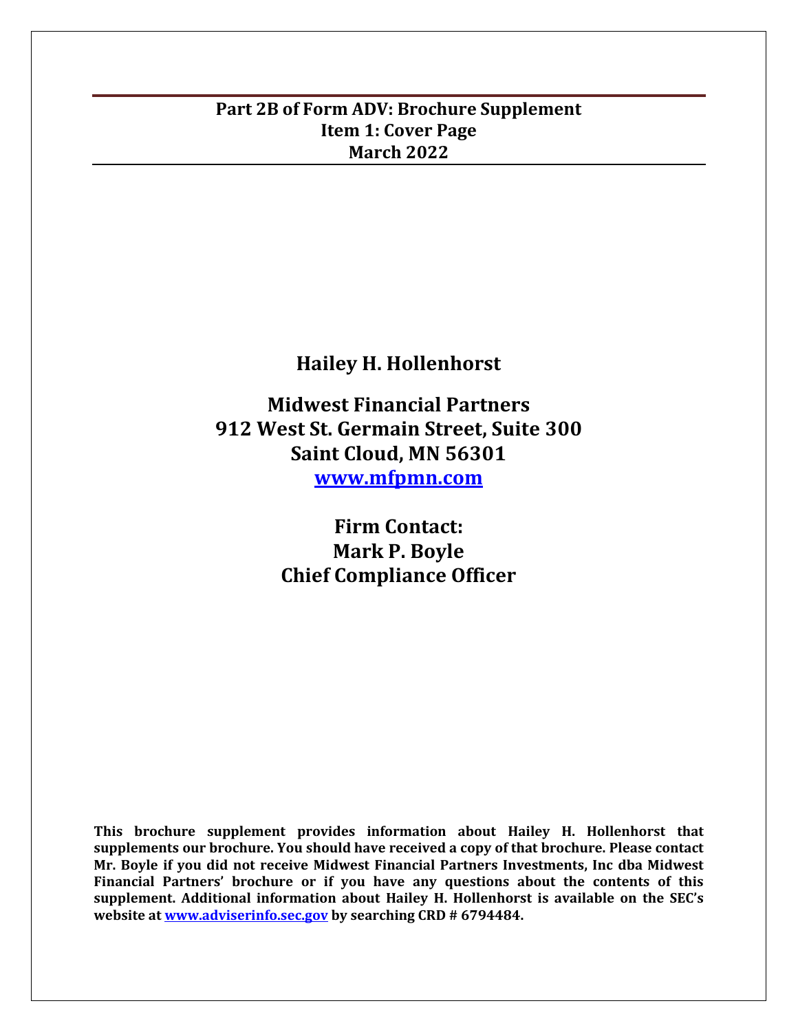**Part 2B of Form ADV: Brochure Supplement**
**Item 1: Cover Page**
**March 2022**

**Hailey H. Hollenhorst**

**Midwest Financial Partners**
**912 West St. Germain Street, Suite 300**
**Saint Cloud, MN 56301**
**[www.mfpmn.com](http://www.mfpmn.com)**

**Firm Contact:**
**Mark P. Boyle**
**Chief Compliance Officer**

**This brochure supplement provides information about Hailey H. Hollenhorst that supplements our brochure. You should have received a copy of that brochure. Please contact Mr. Boyle if you did not receive Midwest Financial Partners Investments, Inc dba Midwest Financial Partners' brochure or if you have any questions about the contents of this supplement. Additional information about Hailey H. Hollenhorst is available on the SEC's website at [www.adviserinfo.sec.gov](http://www.adviserinfo.sec.gov) by searching CRD # 6794484.**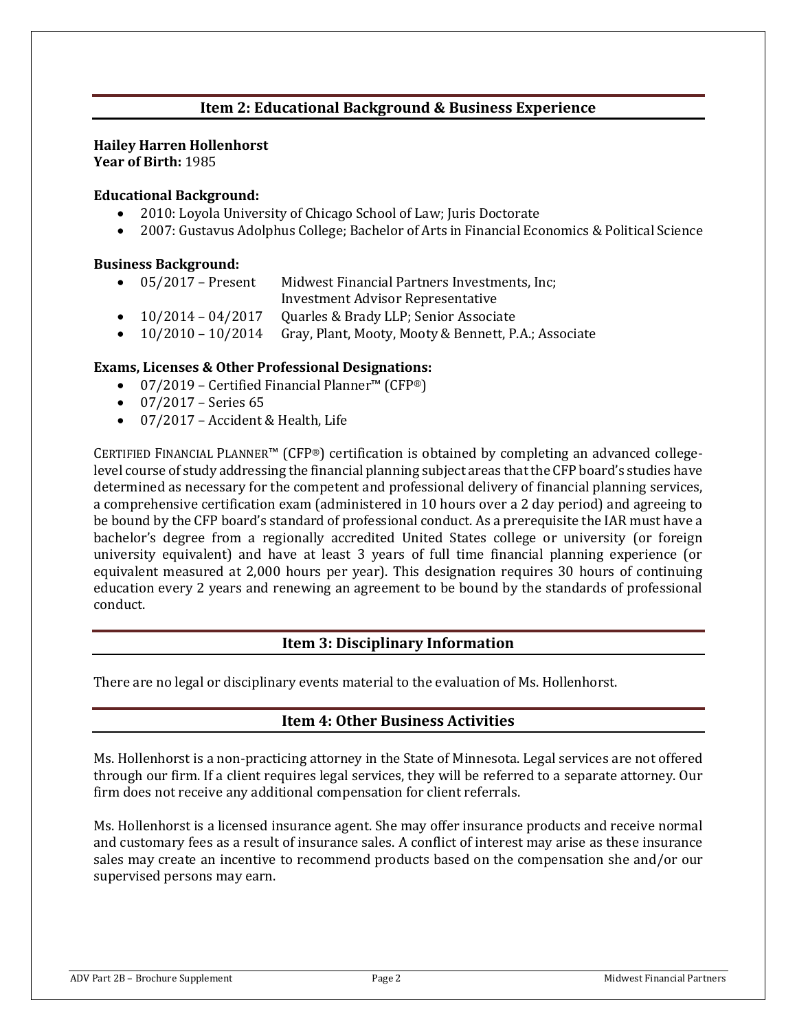## Item 2: Educational Background & Business Experience

**Hailey Harren Hollenhorst**
**Year of Birth:** 1985

**Educational Background:**

- 2010: Loyola University of Chicago School of Law; Juris Doctorate
- 2007: Gustavus Adolphus College; Bachelor of Arts in Financial Economics & Political Science

**Business Background:**

- 05/2017 – Present Midwest Financial Partners Investments, Inc; Investment Advisor Representative
- 10/2014 – 04/2017 Quarles & Brady LLP; Senior Associate
- 10/2010 – 10/2014 Gray, Plant, Mooty, Mooty & Bennett, P.A.; Associate

**Exams, Licenses & Other Professional Designations:**

- 07/2019 – Certified Financial Planner™ (CFP®)
- 07/2017 – Series 65
- 07/2017 – Accident & Health, Life

CERTIFIED FINANCIAL PLANNER™ (CFP®) certification is obtained by completing an advanced college-level course of study addressing the financial planning subject areas that the CFP board's studies have determined as necessary for the competent and professional delivery of financial planning services, a comprehensive certification exam (administered in 10 hours over a 2 day period) and agreeing to be bound by the CFP board's standard of professional conduct. As a prerequisite the IAR must have a bachelor's degree from a regionally accredited United States college or university (or foreign university equivalent) and have at least 3 years of full time financial planning experience (or equivalent measured at 2,000 hours per year). This designation requires 30 hours of continuing education every 2 years and renewing an agreement to be bound by the standards of professional conduct.

## Item 3: Disciplinary Information

There are no legal or disciplinary events material to the evaluation of Ms. Hollenhorst.

## Item 4: Other Business Activities

Ms. Hollenhorst is a non-practicing attorney in the State of Minnesota. Legal services are not offered through our firm. If a client requires legal services, they will be referred to a separate attorney. Our firm does not receive any additional compensation for client referrals.

Ms. Hollenhorst is a licensed insurance agent. She may offer insurance products and receive normal and customary fees as a result of insurance sales. A conflict of interest may arise as these insurance sales may create an incentive to recommend products based on the compensation she and/or our supervised persons may earn.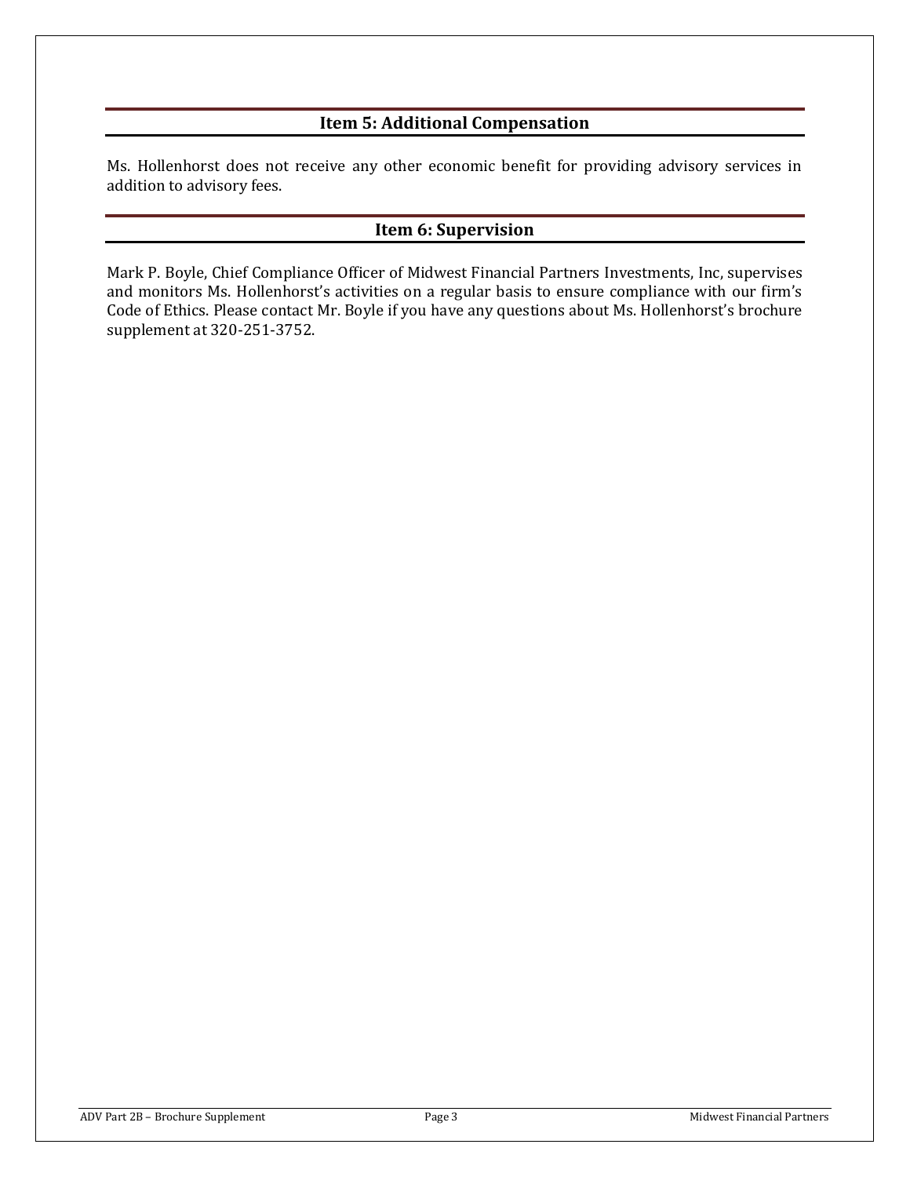## Item 5: Additional Compensation

Ms. Hollenhorst does not receive any other economic benefit for providing advisory services in addition to advisory fees.

## Item 6: Supervision

Mark P. Boyle, Chief Compliance Officer of Midwest Financial Partners Investments, Inc, supervises and monitors Ms. Hollenhorst's activities on a regular basis to ensure compliance with our firm's Code of Ethics. Please contact Mr. Boyle if you have any questions about Ms. Hollenhorst's brochure supplement at 320-251-3752.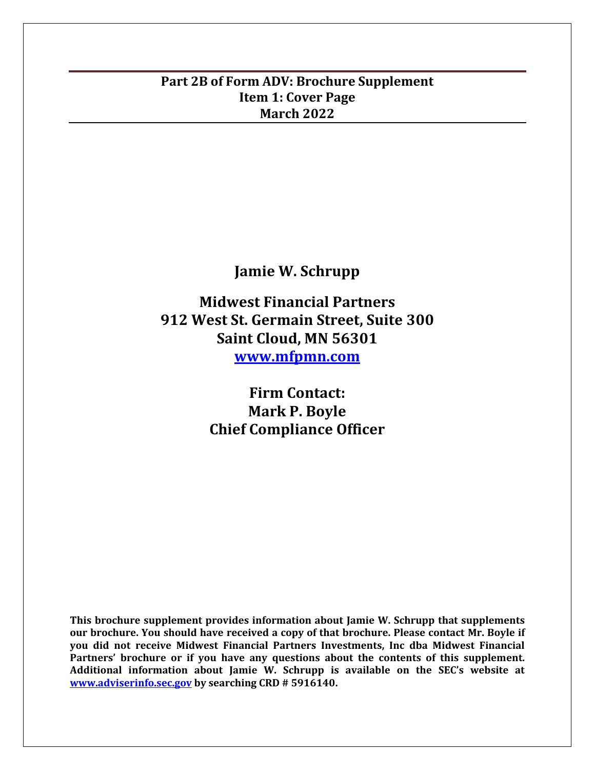# Part 2B of Form ADV: Brochure Supplement
## Item 1: Cover Page
## March 2022

**Jamie W. Schrupp**

**Midwest Financial Partners**
**912 West St. Germain Street, Suite 300**
**Saint Cloud, MN 56301**
**www.mfpmn.com**

**Firm Contact:**
**Mark P. Boyle**
**Chief Compliance Officer**

**This brochure supplement provides information about Jamie W. Schrupp that supplements our brochure. You should have received a copy of that brochure. Please contact Mr. Boyle if you did not receive Midwest Financial Partners Investments, Inc dba Midwest Financial Partners' brochure or if you have any questions about the contents of this supplement. Additional information about Jamie W. Schrupp is available on the SEC's website at www.adviserinfo.sec.gov by searching CRD # 5916140.**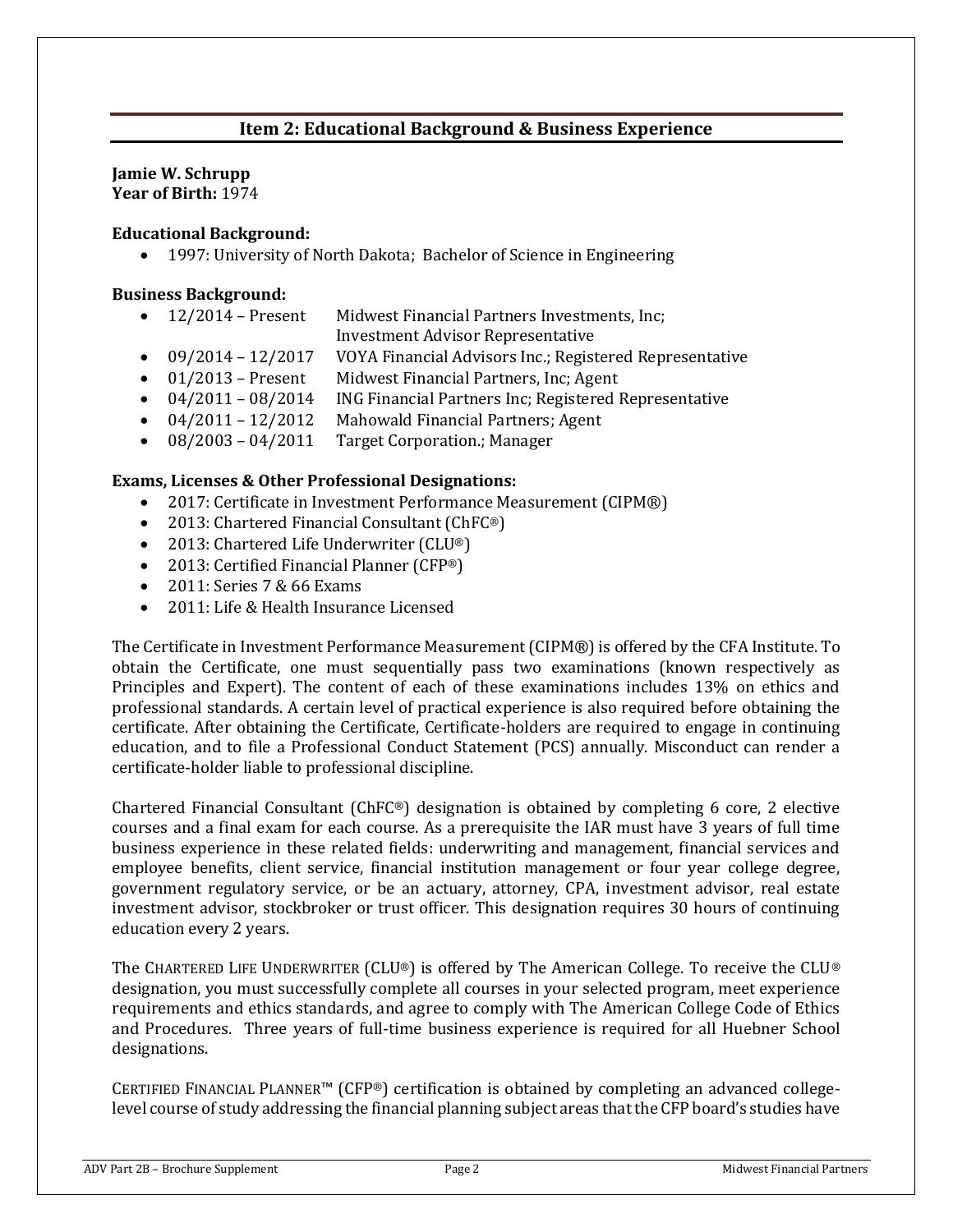## Item 2: Educational Background & Business Experience

**Jamie W. Schrupp**
**Year of Birth:** 1974

**Educational Background:**

- 1997: University of North Dakota; Bachelor of Science in Engineering

**Business Background:**

- 12/2014 – Present  Midwest Financial Partners Investments, Inc; Investment Advisor Representative
- 09/2014 – 12/2017  VOYA Financial Advisors Inc.; Registered Representative
- 01/2013 – Present  Midwest Financial Partners, Inc; Agent
- 04/2011 – 08/2014  ING Financial Partners Inc; Registered Representative
- 04/2011 – 12/2012  Mahowald Financial Partners; Agent
- 08/2003 – 04/2011  Target Corporation.; Manager

**Exams, Licenses & Other Professional Designations:**

- 2017: Certificate in Investment Performance Measurement (CIPM®)
- 2013: Chartered Financial Consultant (ChFC®)
- 2013: Chartered Life Underwriter (CLU®)
- 2013: Certified Financial Planner (CFP®)
- 2011: Series 7 & 66 Exams
- 2011: Life & Health Insurance Licensed

The Certificate in Investment Performance Measurement (CIPM®) is offered by the CFA Institute. To obtain the Certificate, one must sequentially pass two examinations (known respectively as Principles and Expert). The content of each of these examinations includes 13% on ethics and professional standards. A certain level of practical experience is also required before obtaining the certificate. After obtaining the Certificate, Certificate-holders are required to engage in continuing education, and to file a Professional Conduct Statement (PCS) annually. Misconduct can render a certificate-holder liable to professional discipline.

Chartered Financial Consultant (ChFC®) designation is obtained by completing 6 core, 2 elective courses and a final exam for each course. As a prerequisite the IAR must have 3 years of full time business experience in these related fields: underwriting and management, financial services and employee benefits, client service, financial institution management or four year college degree, government regulatory service, or be an actuary, attorney, CPA, investment advisor, real estate investment advisor, stockbroker or trust officer. This designation requires 30 hours of continuing education every 2 years.

The CHARTERED LIFE UNDERWRITER (CLU®) is offered by The American College. To receive the CLU® designation, you must successfully complete all courses in your selected program, meet experience requirements and ethics standards, and agree to comply with The American College Code of Ethics and Procedures. Three years of full-time business experience is required for all Huebner School designations.

CERTIFIED FINANCIAL PLANNER™ (CFP®) certification is obtained by completing an advanced college-level course of study addressing the financial planning subject areas that the CFP board's studies have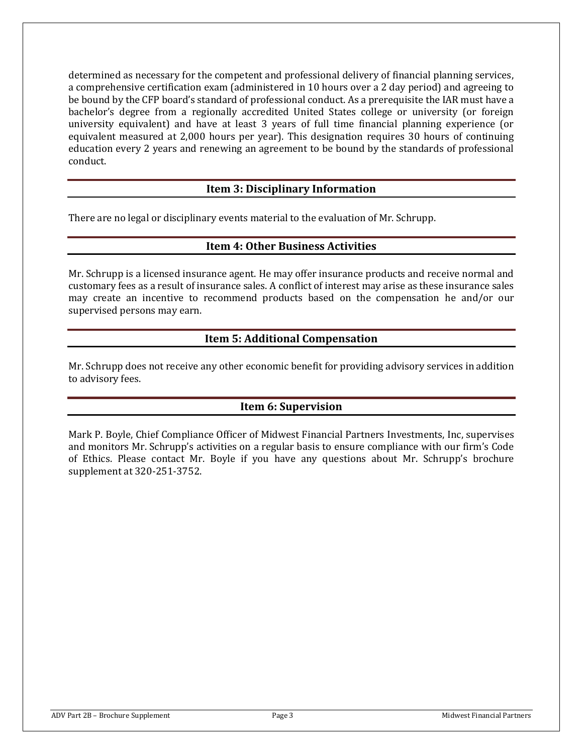determined as necessary for the competent and professional delivery of financial planning services, a comprehensive certification exam (administered in 10 hours over a 2 day period) and agreeing to be bound by the CFP board's standard of professional conduct. As a prerequisite the IAR must have a bachelor's degree from a regionally accredited United States college or university (or foreign university equivalent) and have at least 3 years of full time financial planning experience (or equivalent measured at 2,000 hours per year). This designation requires 30 hours of continuing education every 2 years and renewing an agreement to be bound by the standards of professional conduct.

## Item 3: Disciplinary Information

There are no legal or disciplinary events material to the evaluation of Mr. Schrupp.

## Item 4: Other Business Activities

Mr. Schrupp is a licensed insurance agent. He may offer insurance products and receive normal and customary fees as a result of insurance sales. A conflict of interest may arise as these insurance sales may create an incentive to recommend products based on the compensation he and/or our supervised persons may earn.

## Item 5: Additional Compensation

Mr. Schrupp does not receive any other economic benefit for providing advisory services in addition to advisory fees.

## Item 6: Supervision

Mark P. Boyle, Chief Compliance Officer of Midwest Financial Partners Investments, Inc, supervises and monitors Mr. Schrupp's activities on a regular basis to ensure compliance with our firm's Code of Ethics. Please contact Mr. Boyle if you have any questions about Mr. Schrupp's brochure supplement at 320-251-3752.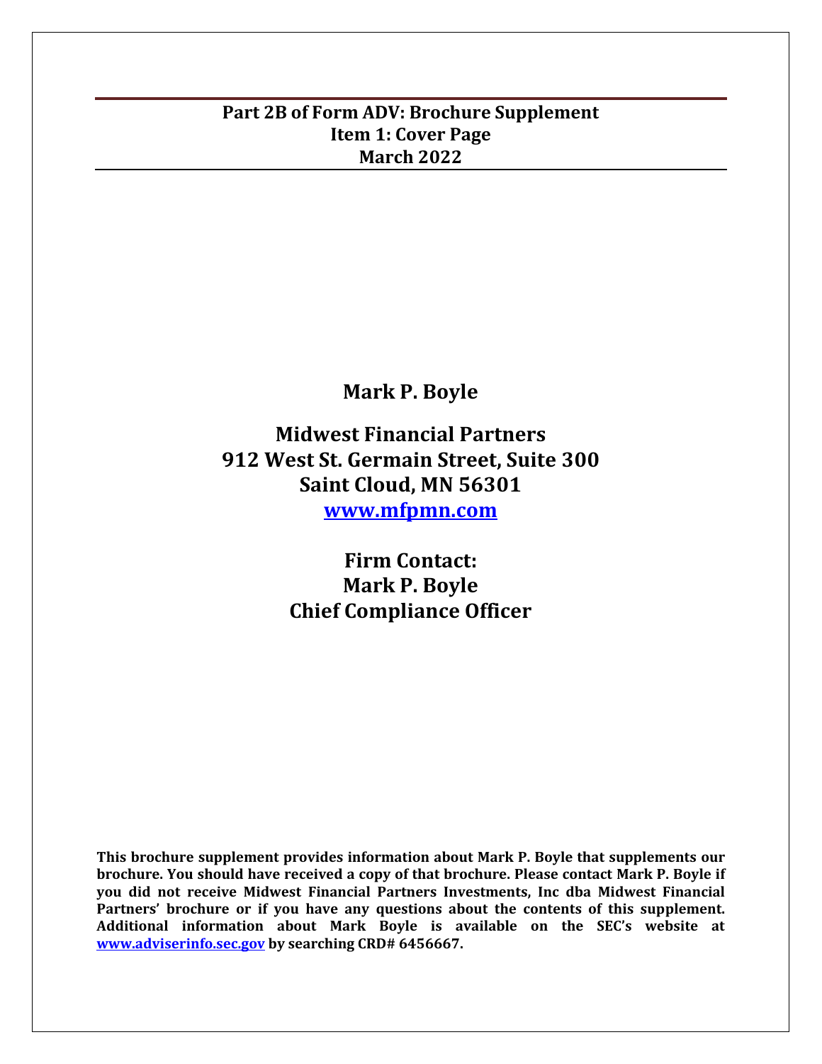**Part 2B of Form ADV: Brochure Supplement**
**Item 1: Cover Page**
**March 2022**

**Mark P. Boyle**

**Midwest Financial Partners**
**912 West St. Germain Street, Suite 300**
**Saint Cloud, MN 56301**
**[www.mfpmn.com](http://www.mfpmn.com)**

**Firm Contact:**
**Mark P. Boyle**
**Chief Compliance Officer**

**This brochure supplement provides information about Mark P. Boyle that supplements our brochure. You should have received a copy of that brochure. Please contact Mark P. Boyle if you did not receive Midwest Financial Partners Investments, Inc dba Midwest Financial Partners' brochure or if you have any questions about the contents of this supplement. Additional information about Mark Boyle is available on the SEC's website at [www.adviserinfo.sec.gov](http://www.adviserinfo.sec.gov) by searching CRD# 6456667.**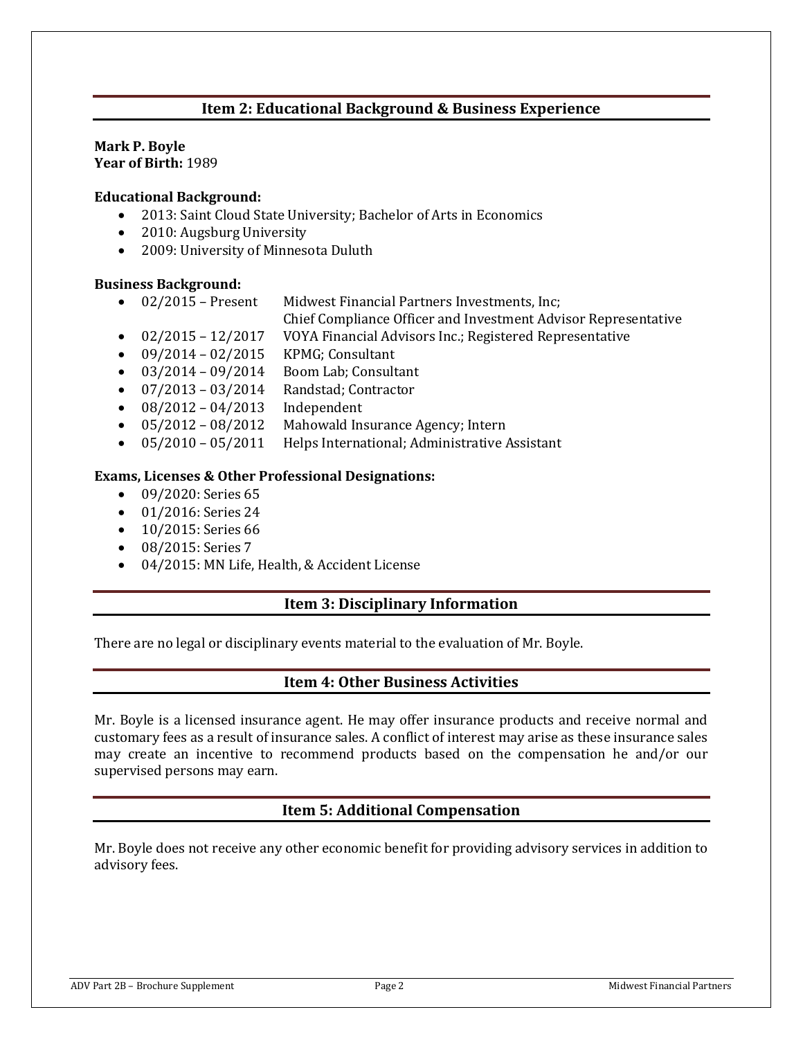## Item 2: Educational Background & Business Experience

**Mark P. Boyle**
**Year of Birth:** 1989

**Educational Background:**

- 2013: Saint Cloud State University; Bachelor of Arts in Economics
- 2010: Augsburg University
- 2009: University of Minnesota Duluth

**Business Background:**

- 02/2015 – Present Midwest Financial Partners Investments, Inc; Chief Compliance Officer and Investment Advisor Representative
- 02/2015 – 12/2017 VOYA Financial Advisors Inc.; Registered Representative
- 09/2014 – 02/2015 KPMG; Consultant
- 03/2014 – 09/2014 Boom Lab; Consultant
- 07/2013 – 03/2014 Randstad; Contractor
- 08/2012 – 04/2013 Independent
- 05/2012 – 08/2012 Mahowald Insurance Agency; Intern
- 05/2010 – 05/2011 Helps International; Administrative Assistant

**Exams, Licenses & Other Professional Designations:**

- 09/2020: Series 65
- 01/2016: Series 24
- 10/2015: Series 66
- 08/2015: Series 7
- 04/2015: MN Life, Health, & Accident License

## Item 3: Disciplinary Information

There are no legal or disciplinary events material to the evaluation of Mr. Boyle.

## Item 4: Other Business Activities

Mr. Boyle is a licensed insurance agent. He may offer insurance products and receive normal and customary fees as a result of insurance sales. A conflict of interest may arise as these insurance sales may create an incentive to recommend products based on the compensation he and/or our supervised persons may earn.

## Item 5: Additional Compensation

Mr. Boyle does not receive any other economic benefit for providing advisory services in addition to advisory fees.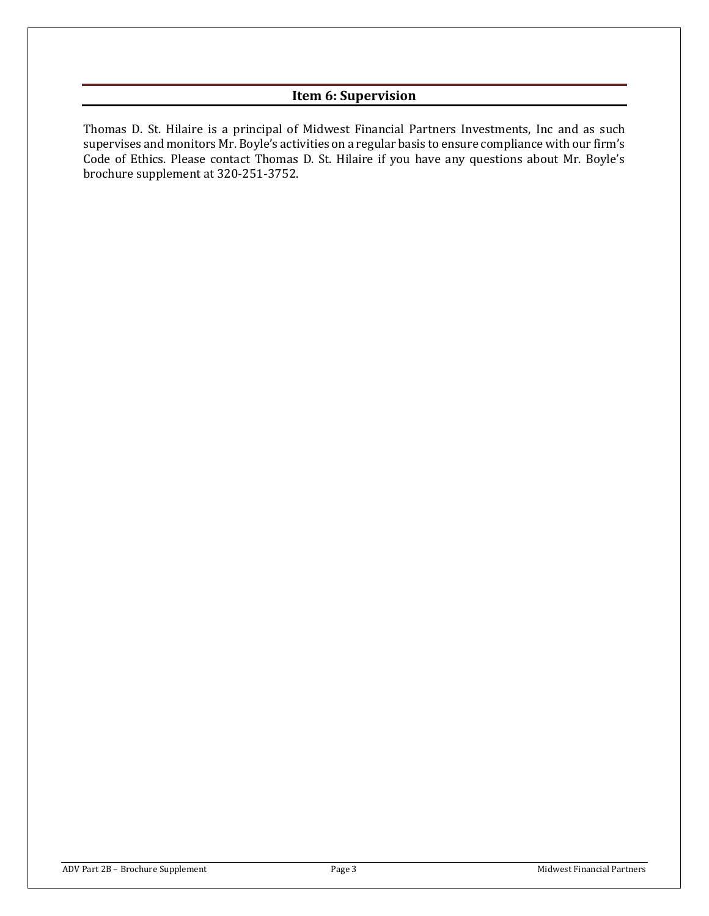## Item 6: Supervision

Thomas D. St. Hilaire is a principal of Midwest Financial Partners Investments, Inc and as such supervises and monitors Mr. Boyle's activities on a regular basis to ensure compliance with our firm's Code of Ethics. Please contact Thomas D. St. Hilaire if you have any questions about Mr. Boyle's brochure supplement at 320-251-3752.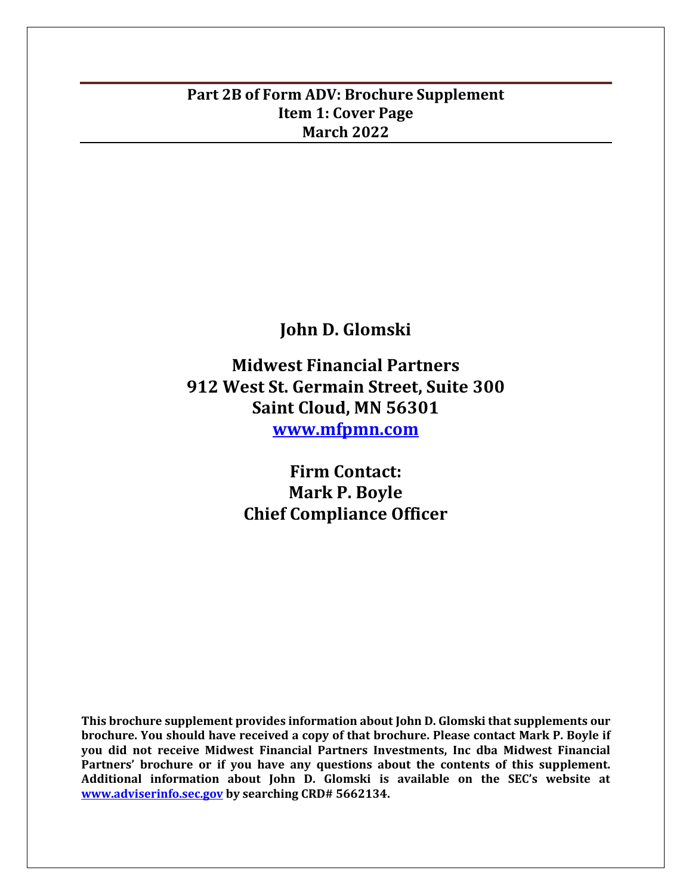**Part 2B of Form ADV: Brochure Supplement**
**Item 1: Cover Page**
**March 2022**

# John D. Glomski

## Midwest Financial Partners
## 912 West St. Germain Street, Suite 300
## Saint Cloud, MN 56301
## [www.mfpmn.com](www.mfpmn.com)

## Firm Contact:
## Mark P. Boyle
## Chief Compliance Officer

**This brochure supplement provides information about John D. Glomski that supplements our brochure. You should have received a copy of that brochure. Please contact Mark P. Boyle if you did not receive Midwest Financial Partners Investments, Inc dba Midwest Financial Partners' brochure or if you have any questions about the contents of this supplement. Additional information about John D. Glomski is available on the SEC's website at [www.adviserinfo.sec.gov](www.adviserinfo.sec.gov) by searching CRD# 5662134.**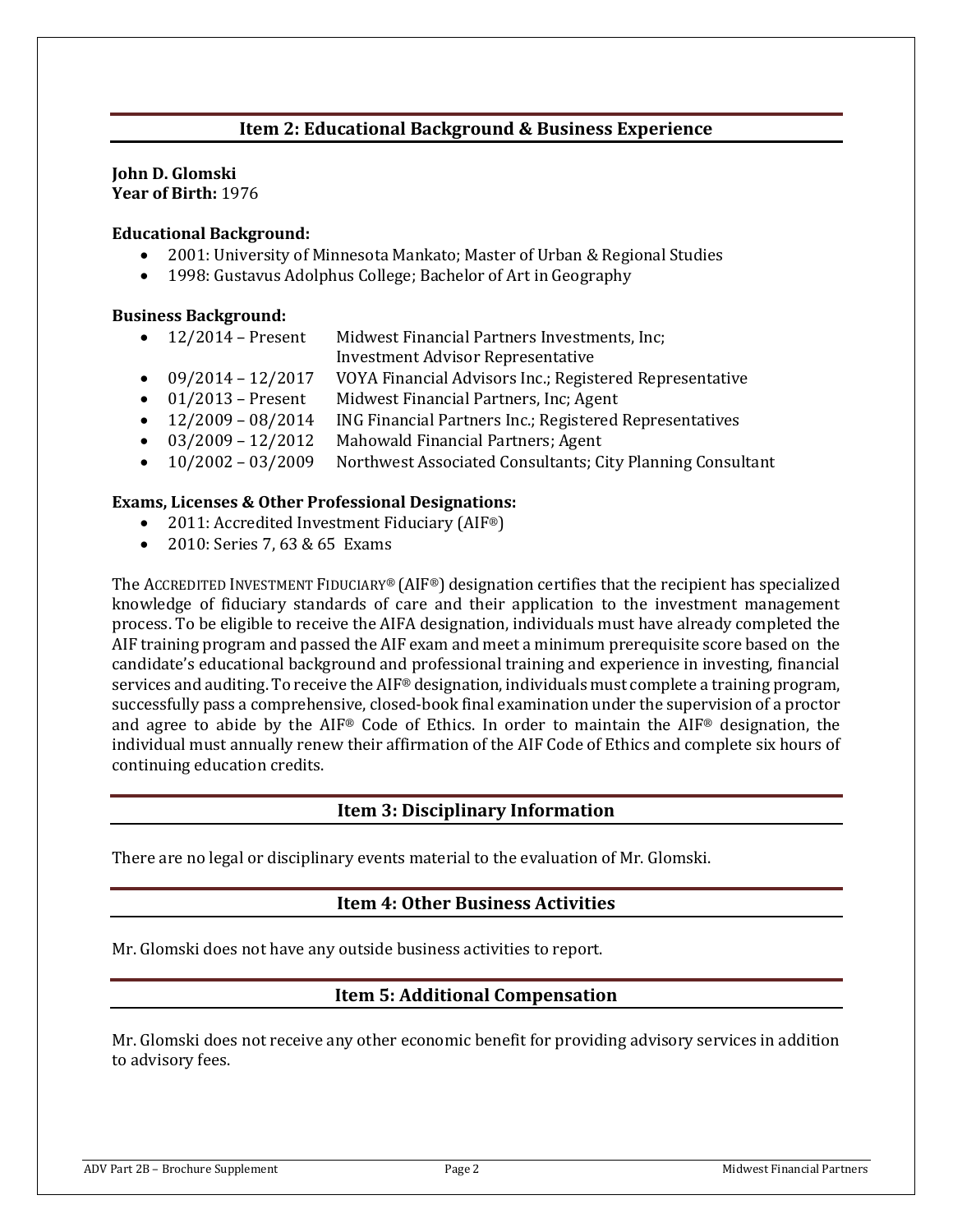## Item 2: Educational Background & Business Experience

**John D. Glomski**
**Year of Birth:** 1976

**Educational Background:**

- 2001: University of Minnesota Mankato; Master of Urban & Regional Studies
- 1998: Gustavus Adolphus College; Bachelor of Art in Geography

**Business Background:**

- 12/2014 – Present Midwest Financial Partners Investments, Inc; Investment Advisor Representative
- 09/2014 – 12/2017 VOYA Financial Advisors Inc.; Registered Representative
- 01/2013 – Present Midwest Financial Partners, Inc; Agent
- 12/2009 – 08/2014 ING Financial Partners Inc.; Registered Representatives
- 03/2009 – 12/2012 Mahowald Financial Partners; Agent
- 10/2002 – 03/2009 Northwest Associated Consultants; City Planning Consultant

**Exams, Licenses & Other Professional Designations:**

- 2011: Accredited Investment Fiduciary (AIF®)
- 2010: Series 7, 63 & 65 Exams

The ACCREDITED INVESTMENT FIDUCIARY® (AIF®) designation certifies that the recipient has specialized knowledge of fiduciary standards of care and their application to the investment management process. To be eligible to receive the AIFA designation, individuals must have already completed the AIF training program and passed the AIF exam and meet a minimum prerequisite score based on the candidate's educational background and professional training and experience in investing, financial services and auditing. To receive the AIF® designation, individuals must complete a training program, successfully pass a comprehensive, closed-book final examination under the supervision of a proctor and agree to abide by the AIF® Code of Ethics. In order to maintain the AIF® designation, the individual must annually renew their affirmation of the AIF Code of Ethics and complete six hours of continuing education credits.

## Item 3: Disciplinary Information

There are no legal or disciplinary events material to the evaluation of Mr. Glomski.

## Item 4: Other Business Activities

Mr. Glomski does not have any outside business activities to report.

## Item 5: Additional Compensation

Mr. Glomski does not receive any other economic benefit for providing advisory services in addition to advisory fees.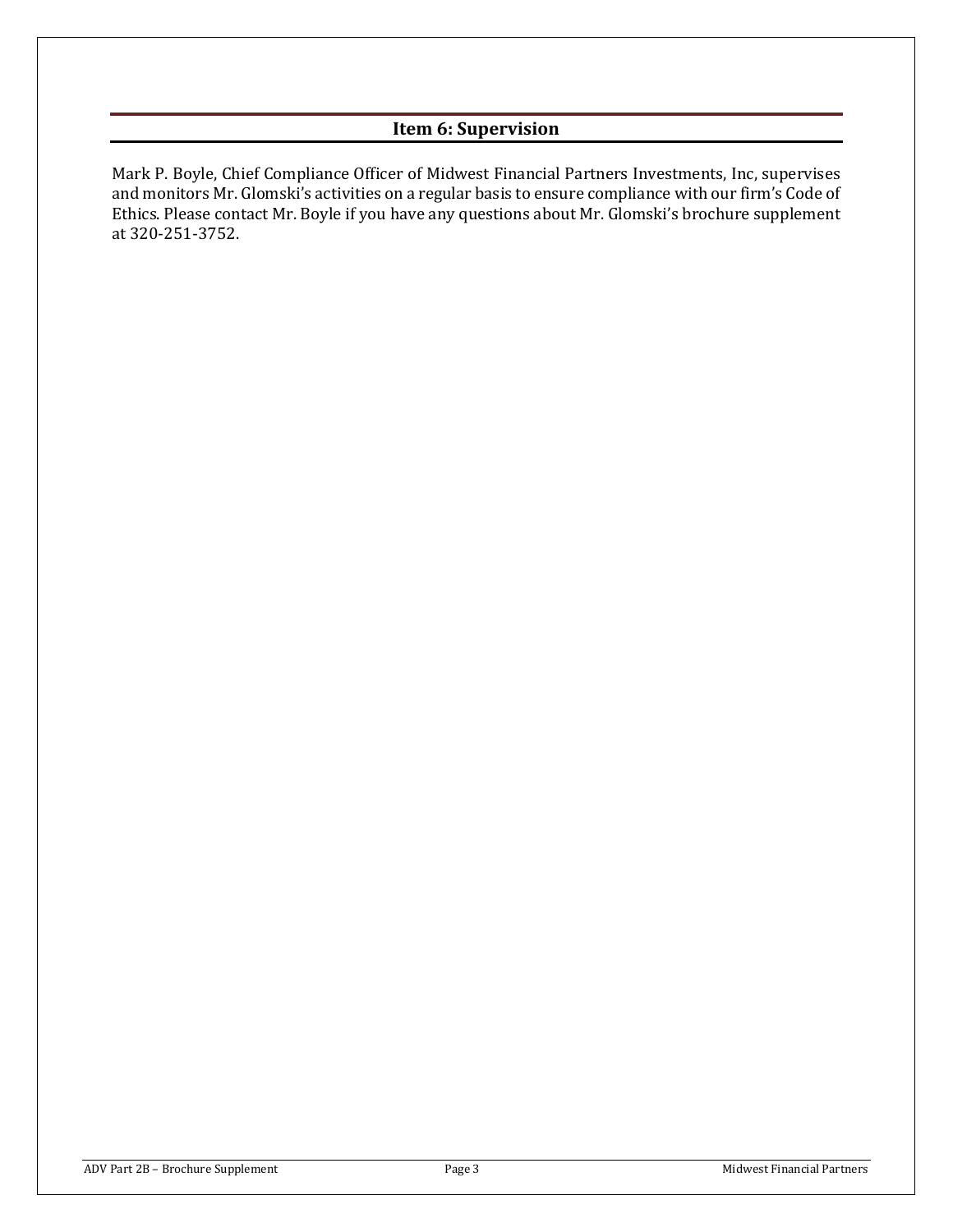## Item 6: Supervision

Mark P. Boyle, Chief Compliance Officer of Midwest Financial Partners Investments, Inc, supervises and monitors Mr. Glomski's activities on a regular basis to ensure compliance with our firm's Code of Ethics. Please contact Mr. Boyle if you have any questions about Mr. Glomski's brochure supplement at 320-251-3752.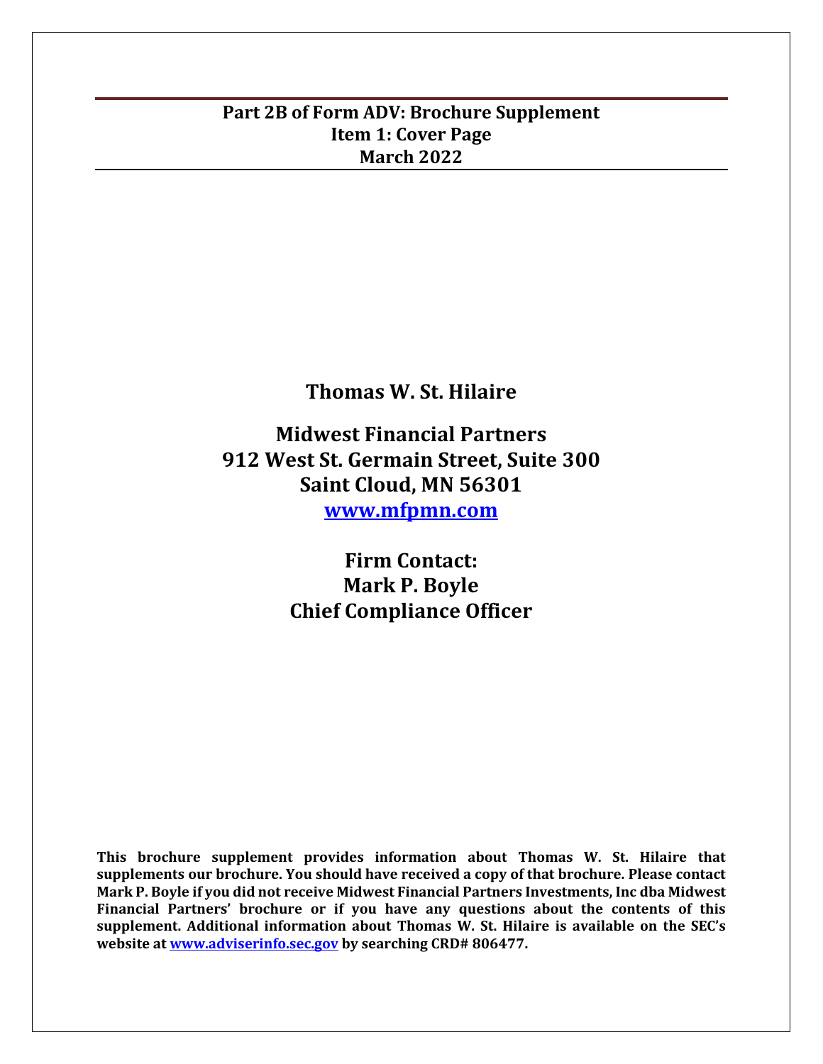# Part 2B of Form ADV: Brochure Supplement
## Item 1: Cover Page
## March 2022

**Thomas W. St. Hilaire**

**Midwest Financial Partners**
**912 West St. Germain Street, Suite 300**
**Saint Cloud, MN 56301**
**[www.mfpmn.com](http://www.mfpmn.com)**

**Firm Contact:**
**Mark P. Boyle**
**Chief Compliance Officer**

**This brochure supplement provides information about Thomas W. St. Hilaire that supplements our brochure. You should have received a copy of that brochure. Please contact Mark P. Boyle if you did not receive Midwest Financial Partners Investments, Inc dba Midwest Financial Partners' brochure or if you have any questions about the contents of this supplement. Additional information about Thomas W. St. Hilaire is available on the SEC's website at [www.adviserinfo.sec.gov](http://www.adviserinfo.sec.gov) by searching CRD# 806477.**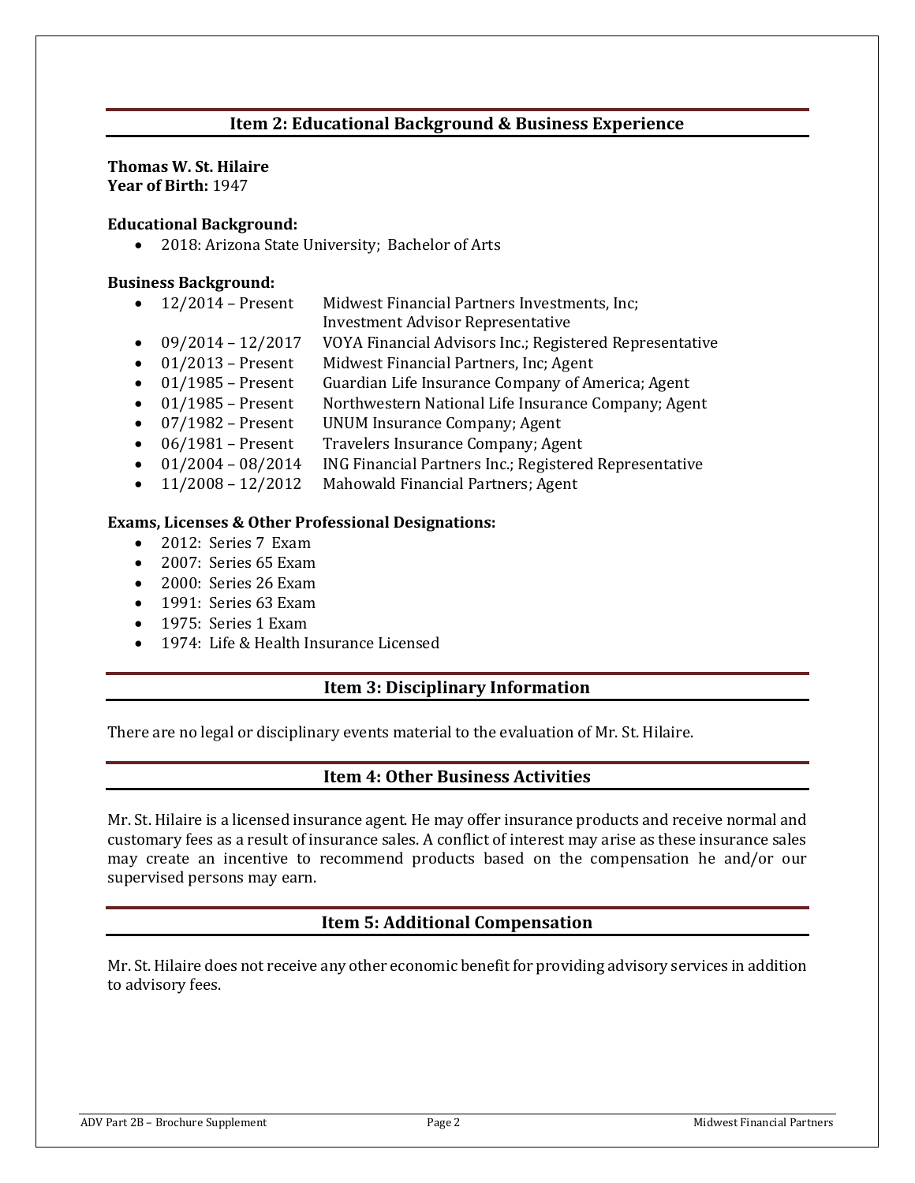## Item 2: Educational Background & Business Experience

**Thomas W. St. Hilaire**
**Year of Birth:** 1947

**Educational Background:**

- 2018: Arizona State University; Bachelor of Arts

**Business Background:**

- 12/2014 – Present Midwest Financial Partners Investments, Inc; Investment Advisor Representative
- 09/2014 – 12/2017 VOYA Financial Advisors Inc.; Registered Representative
- 01/2013 – Present Midwest Financial Partners, Inc; Agent
- 01/1985 – Present Guardian Life Insurance Company of America; Agent
- 01/1985 – Present Northwestern National Life Insurance Company; Agent
- 07/1982 – Present UNUM Insurance Company; Agent
- 06/1981 – Present Travelers Insurance Company; Agent
- 01/2004 – 08/2014 ING Financial Partners Inc.; Registered Representative
- 11/2008 – 12/2012 Mahowald Financial Partners; Agent

**Exams, Licenses & Other Professional Designations:**

- 2012: Series 7 Exam
- 2007: Series 65 Exam
- 2000: Series 26 Exam
- 1991: Series 63 Exam
- 1975: Series 1 Exam
- 1974: Life & Health Insurance Licensed

## Item 3: Disciplinary Information

There are no legal or disciplinary events material to the evaluation of Mr. St. Hilaire.

## Item 4: Other Business Activities

Mr. St. Hilaire is a licensed insurance agent. He may offer insurance products and receive normal and customary fees as a result of insurance sales. A conflict of interest may arise as these insurance sales may create an incentive to recommend products based on the compensation he and/or our supervised persons may earn.

## Item 5: Additional Compensation

Mr. St. Hilaire does not receive any other economic benefit for providing advisory services in addition to advisory fees.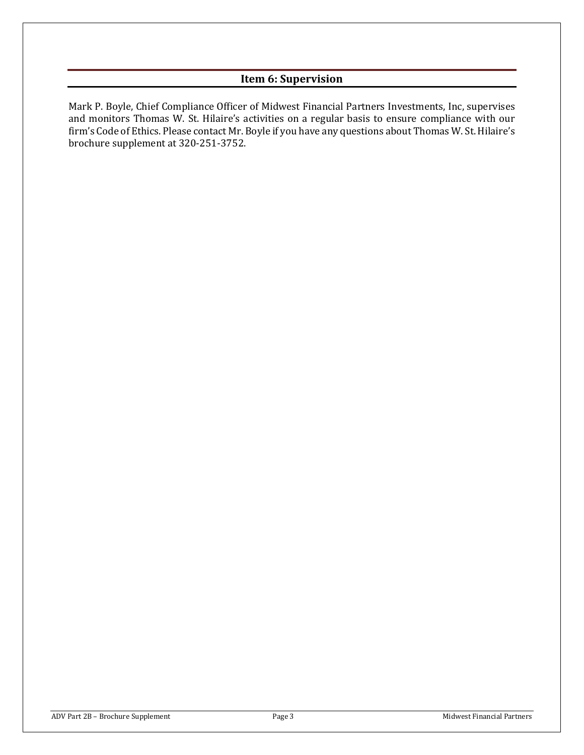## Item 6: Supervision

Mark P. Boyle, Chief Compliance Officer of Midwest Financial Partners Investments, Inc, supervises and monitors Thomas W. St. Hilaire's activities on a regular basis to ensure compliance with our firm's Code of Ethics. Please contact Mr. Boyle if you have any questions about Thomas W. St. Hilaire's brochure supplement at 320-251-3752.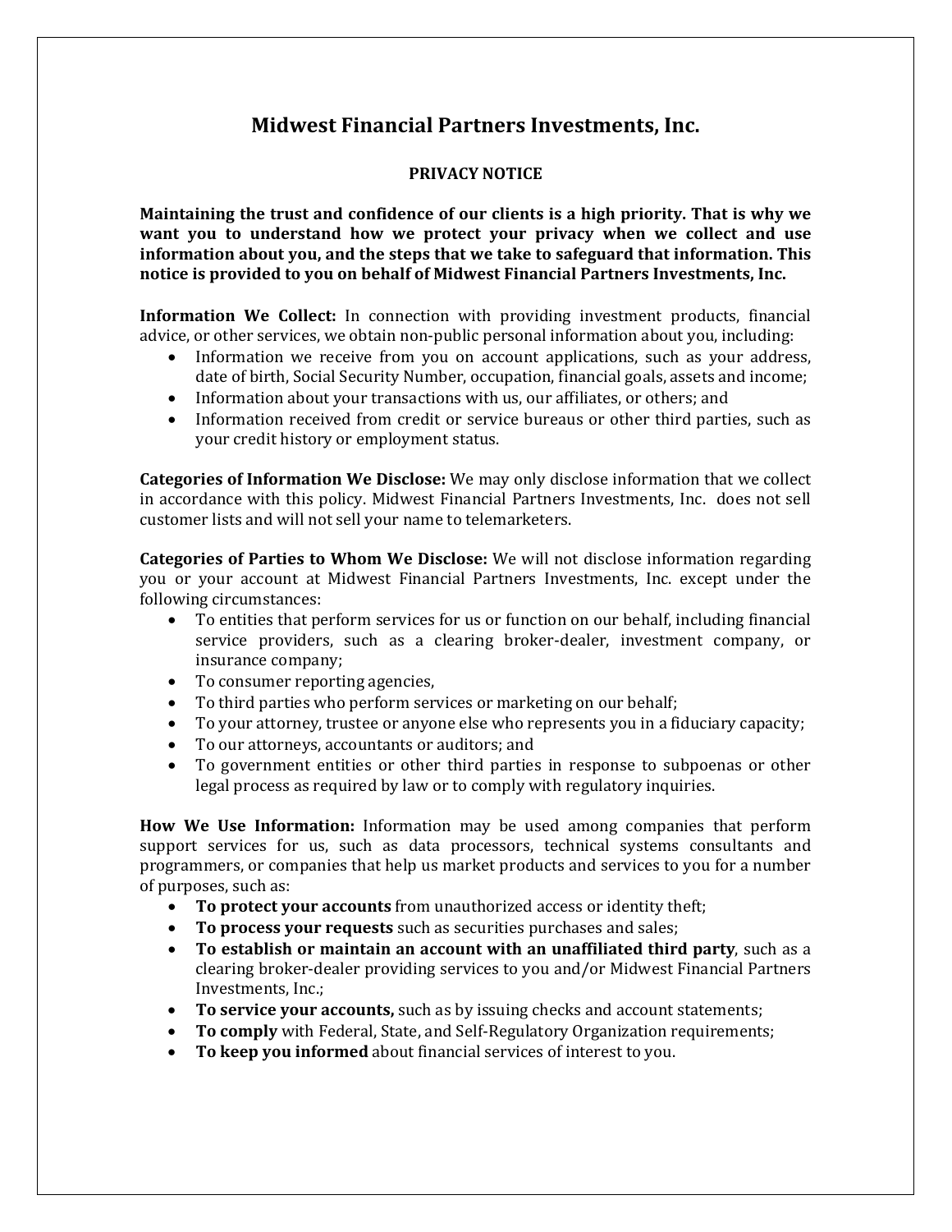# Midwest Financial Partners Investments, Inc.

## PRIVACY NOTICE

**Maintaining the trust and confidence of our clients is a high priority. That is why we want you to understand how we protect your privacy when we collect and use information about you, and the steps that we take to safeguard that information. This notice is provided to you on behalf of Midwest Financial Partners Investments, Inc.**

**Information We Collect:** In connection with providing investment products, financial advice, or other services, we obtain non-public personal information about you, including:

- Information we receive from you on account applications, such as your address, date of birth, Social Security Number, occupation, financial goals, assets and income;
- Information about your transactions with us, our affiliates, or others; and
- Information received from credit or service bureaus or other third parties, such as your credit history or employment status.

**Categories of Information We Disclose:** We may only disclose information that we collect in accordance with this policy. Midwest Financial Partners Investments, Inc. does not sell customer lists and will not sell your name to telemarketers.

**Categories of Parties to Whom We Disclose:** We will not disclose information regarding you or your account at Midwest Financial Partners Investments, Inc. except under the following circumstances:

- To entities that perform services for us or function on our behalf, including financial service providers, such as a clearing broker-dealer, investment company, or insurance company;
- To consumer reporting agencies,
- To third parties who perform services or marketing on our behalf;
- To your attorney, trustee or anyone else who represents you in a fiduciary capacity;
- To our attorneys, accountants or auditors; and
- To government entities or other third parties in response to subpoenas or other legal process as required by law or to comply with regulatory inquiries.

**How We Use Information:** Information may be used among companies that perform support services for us, such as data processors, technical systems consultants and programmers, or companies that help us market products and services to you for a number of purposes, such as:

- **To protect your accounts** from unauthorized access or identity theft;
- **To process your requests** such as securities purchases and sales;
- **To establish or maintain an account with an unaffiliated third party**, such as a clearing broker-dealer providing services to you and/or Midwest Financial Partners Investments, Inc.;
- **To service your accounts,** such as by issuing checks and account statements;
- **To comply** with Federal, State, and Self-Regulatory Organization requirements;
- **To keep you informed** about financial services of interest to you.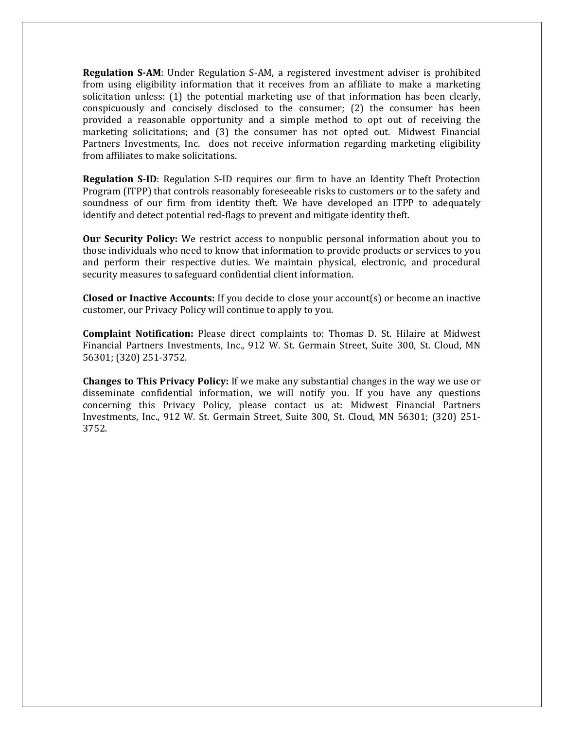**Regulation S-AM**: Under Regulation S-AM, a registered investment adviser is prohibited from using eligibility information that it receives from an affiliate to make a marketing solicitation unless: (1) the potential marketing use of that information has been clearly, conspicuously and concisely disclosed to the consumer; (2) the consumer has been provided a reasonable opportunity and a simple method to opt out of receiving the marketing solicitations; and (3) the consumer has not opted out. Midwest Financial Partners Investments, Inc. does not receive information regarding marketing eligibility from affiliates to make solicitations.

**Regulation S-ID**: Regulation S-ID requires our firm to have an Identity Theft Protection Program (ITPP) that controls reasonably foreseeable risks to customers or to the safety and soundness of our firm from identity theft. We have developed an ITPP to adequately identify and detect potential red-flags to prevent and mitigate identity theft.

**Our Security Policy:** We restrict access to nonpublic personal information about you to those individuals who need to know that information to provide products or services to you and perform their respective duties. We maintain physical, electronic, and procedural security measures to safeguard confidential client information.

**Closed or Inactive Accounts:** If you decide to close your account(s) or become an inactive customer, our Privacy Policy will continue to apply to you.

**Complaint Notification:** Please direct complaints to: Thomas D. St. Hilaire at Midwest Financial Partners Investments, Inc., 912 W. St. Germain Street, Suite 300, St. Cloud, MN 56301; (320) 251-3752.

**Changes to This Privacy Policy:** If we make any substantial changes in the way we use or disseminate confidential information, we will notify you. If you have any questions concerning this Privacy Policy, please contact us at: Midwest Financial Partners Investments, Inc., 912 W. St. Germain Street, Suite 300, St. Cloud, MN 56301; (320) 251-3752.